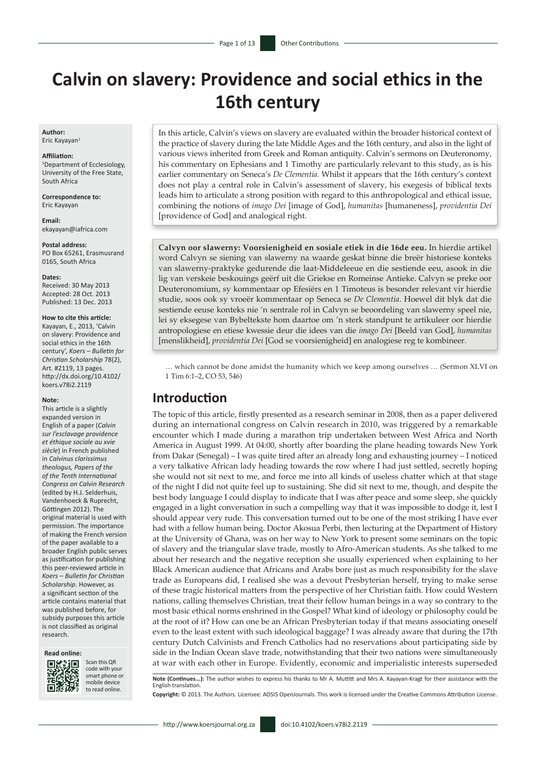# Calvin on slavery: Providence and social ethics in the 16th century

**Author:**
Eric Kayayan[1]

**Affiliation:**
[1]Department of Ecclesiology, University of the Free State, South Africa

**Correspondence to:**
Eric Kayayan

**Email:**
ekayayan@iafrica.com

**Postal address:**
PO Box 65261, Erasmusrand 0165, South Africa

**Dates:**
Received: 30 May 2013
Accepted: 28 Oct. 2013
Published: 13 Dec. 2013

**How to cite this article:**
Kayayan, E., 2013, 'Calvin on slavery: Providence and social ethics in the 16th century', *Koers – Bulletin for Christian Scholarship* 78(2), Art. #2119, 13 pages. http://dx.doi.org/10.4102/koers.v78i2.2119

**Note:**
This article is a slightly expanded version in English of a paper (*Calvin sur l'esclavage providence et éthique sociale au xvie siècle*) in French published in *Calvinus clarissimus theologus, Papers of the of the Tenth International Congress on Calvin Research* (edited by H.J. Selderhuis, Vandenhoeck & Ruprecht, Göttingen 2012). The original material is used with permission. The importance of making the French version of the paper available to a broader English public serves as justification for publishing this peer-reviewed article in *Koers – Bulletin for Christian Scholarship*. However, as a significant section of the article contains material that was published before, for subsidy purposes this article is not classified as original research.

**Read online:**
Scan this QR code with your smart phone or mobile device to read online.

In this article, Calvin's views on slavery are evaluated within the broader historical context of the practice of slavery during the late Middle Ages and the 16th century, and also in the light of various views inherited from Greek and Roman antiquity. Calvin's sermons on Deuteronomy, his commentary on Ephesians and 1 Timothy are particularly relevant to this study, as is his earlier commentary on Seneca's *De Clementia.* Whilst it appears that the 16th century's context does not play a central role in Calvin's assessment of slavery, his exegesis of biblical texts leads him to articulate a strong position with regard to this anthropological and ethical issue, combining the notions of *imago Dei* [image of God], *humanitas* [humaneness], *providentia Dei* [providence of God] and analogical right.

**Calvyn oor slawerny: Voorsienigheid en sosiale etiek in die 16de eeu.** In hierdie artikel word Calvyn se siening van slawerny na waarde geskat binne die breër historiese konteks van slawerny-praktyke gedurende die laat-Middeleeue en die sestiende eeu, asook in die lig van verskeie beskouings geërf uit die Griekse en Romeinse Antieke. Calvyn se preke oor Deuteronomium, sy kommentaar op Efesiërs en 1 Timoteus is besonder relevant vir hierdie studie, soos ook sy vroeër kommentaar op Seneca se *De Clementia*. Hoewel dit blyk dat die sestiende eeuse konteks nie 'n sentrale rol in Calvyn se beoordeling van slawerny speel nie, lei sy eksegese van Bybeltekste hom daartoe om 'n sterk standpunt te artikuleer oor hierdie antropologiese en etiese kwessie deur die idees van die *imago Dei* [Beeld van God], *humanitas* [menslikheid], *providentia Dei* [God se voorsienigheid] en analogiese reg te kombineer.

… which cannot be done amidst the humanity which we keep among ourselves … (Sermon XLVI on 1 Tim 6:1–2, CO 53, 546)

## Introduction

The topic of this article, firstly presented as a research seminar in 2008, then as a paper delivered during an international congress on Calvin research in 2010, was triggered by a remarkable encounter which I made during a marathon trip undertaken between West Africa and North America in August 1999. At 04:00, shortly after boarding the plane heading towards New York from Dakar (Senegal) – I was quite tired after an already long and exhausting journey – I noticed a very talkative African lady heading towards the row where I had just settled, secretly hoping she would not sit next to me, and force me into all kinds of useless chatter which at that stage of the night I did not quite feel up to sustaining. She did sit next to me, though, and despite the best body language I could display to indicate that I was after peace and some sleep, she quickly engaged in a light conversation in such a compelling way that it was impossible to dodge it, lest I should appear very rude. This conversation turned out to be one of the most striking I have ever had with a fellow human being. Doctor Akosua Perbi, then lecturing at the Department of History at the University of Ghana, was on her way to New York to present some seminars on the topic of slavery and the triangular slave trade, mostly to Afro-American students. As she talked to me about her research and the negative reception she usually experienced when explaining to her Black American audience that Africans and Arabs bore just as much responsibility for the slave trade as Europeans did, I realised she was a devout Presbyterian herself, trying to make sense of these tragic historical matters from the perspective of her Christian faith. How could Western nations, calling themselves Christian, treat their fellow human beings in a way so contrary to the most basic ethical norms enshrined in the Gospel? What kind of ideology or philosophy could be at the root of it? How can one be an African Presbyterian today if that means associating oneself even to the least extent with such ideological baggage? I was already aware that during the 17th century Dutch Calvinists and French Catholics had no reservations about participating side by side in the Indian Ocean slave trade, notwithstanding that their two nations were simultaneously at war with each other in Europe. Evidently, economic and imperialistic interests superseded

**Note (Continues...):** The author wishes to express his thanks to Mr A. Muttitt and Mrs A. Kayayan-Kragt for their assistance with the English translation.

**Copyright:** © 2013. The Authors. Licensee: AOSIS OpenJournals. This work is licensed under the Creative Commons Attribution License.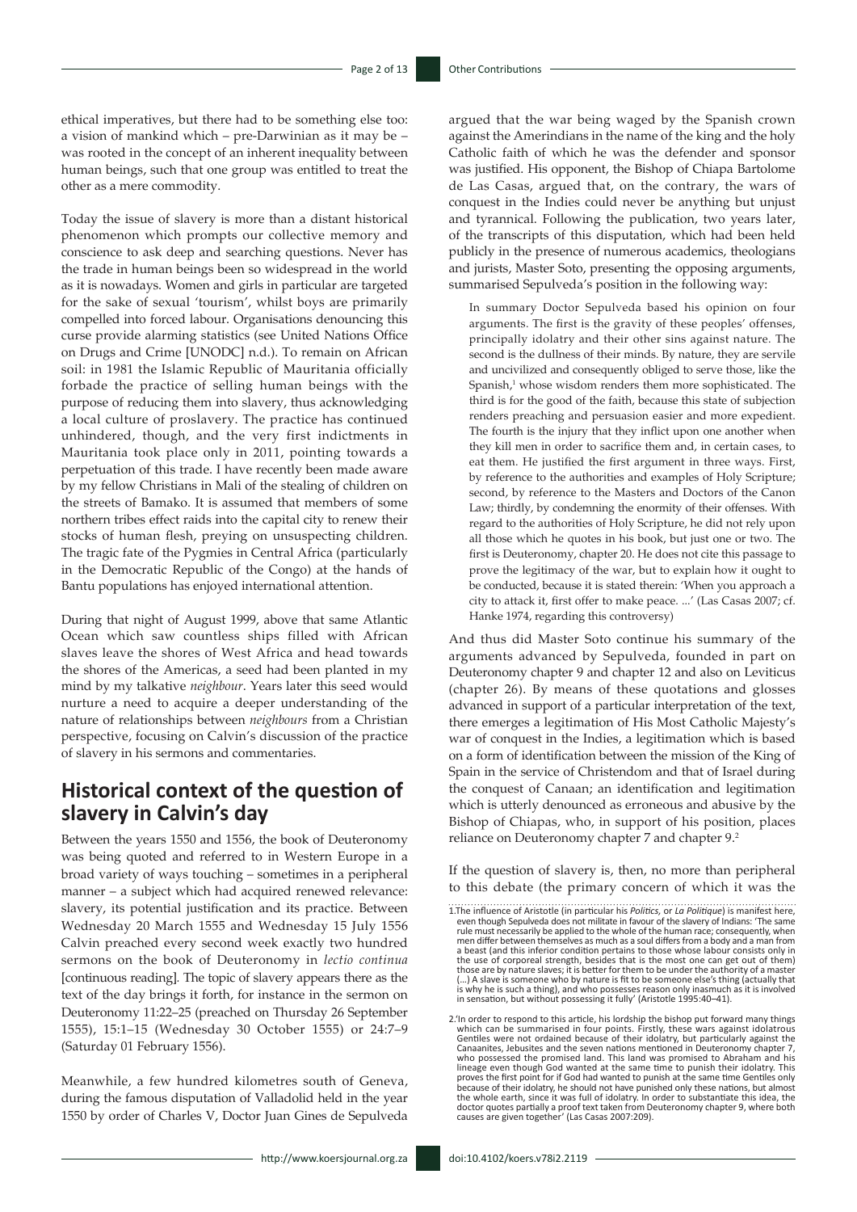ethical imperatives, but there had to be something else too: a vision of mankind which – pre-Darwinian as it may be – was rooted in the concept of an inherent inequality between human beings, such that one group was entitled to treat the other as a mere commodity.

Today the issue of slavery is more than a distant historical phenomenon which prompts our collective memory and conscience to ask deep and searching questions. Never has the trade in human beings been so widespread in the world as it is nowadays. Women and girls in particular are targeted for the sake of sexual 'tourism', whilst boys are primarily compelled into forced labour. Organisations denouncing this curse provide alarming statistics (see United Nations Office on Drugs and Crime [UNODC] n.d.). To remain on African soil: in 1981 the Islamic Republic of Mauritania officially forbade the practice of selling human beings with the purpose of reducing them into slavery, thus acknowledging a local culture of proslavery. The practice has continued unhindered, though, and the very first indictments in Mauritania took place only in 2011, pointing towards a perpetuation of this trade. I have recently been made aware by my fellow Christians in Mali of the stealing of children on the streets of Bamako. It is assumed that members of some northern tribes effect raids into the capital city to renew their stocks of human flesh, preying on unsuspecting children. The tragic fate of the Pygmies in Central Africa (particularly in the Democratic Republic of the Congo) at the hands of Bantu populations has enjoyed international attention.

During that night of August 1999, above that same Atlantic Ocean which saw countless ships filled with African slaves leave the shores of West Africa and head towards the shores of the Americas, a seed had been planted in my mind by my talkative *neighbour*. Years later this seed would nurture a need to acquire a deeper understanding of the nature of relationships between *neighbours* from a Christian perspective, focusing on Calvin's discussion of the practice of slavery in his sermons and commentaries.

## Historical context of the question of slavery in Calvin's day

Between the years 1550 and 1556, the book of Deuteronomy was being quoted and referred to in Western Europe in a broad variety of ways touching – sometimes in a peripheral manner – a subject which had acquired renewed relevance: slavery, its potential justification and its practice. Between Wednesday 20 March 1555 and Wednesday 15 July 1556 Calvin preached every second week exactly two hundred sermons on the book of Deuteronomy in *lectio continua* [continuous reading]. The topic of slavery appears there as the text of the day brings it forth, for instance in the sermon on Deuteronomy 11:22–25 (preached on Thursday 26 September 1555), 15:1–15 (Wednesday 30 October 1555) or 24:7–9 (Saturday 01 February 1556).

Meanwhile, a few hundred kilometres south of Geneva, during the famous disputation of Valladolid held in the year 1550 by order of Charles V, Doctor Juan Gines de Sepulveda argued that the war being waged by the Spanish crown against the Amerindians in the name of the king and the holy Catholic faith of which he was the defender and sponsor was justified. His opponent, the Bishop of Chiapa Bartolome de Las Casas, argued that, on the contrary, the wars of conquest in the Indies could never be anything but unjust and tyrannical. Following the publication, two years later, of the transcripts of this disputation, which had been held publicly in the presence of numerous academics, theologians and jurists, Master Soto, presenting the opposing arguments, summarised Sepulveda's position in the following way:

> In summary Doctor Sepulveda based his opinion on four arguments. The first is the gravity of these peoples' offenses, principally idolatry and their other sins against nature. The second is the dullness of their minds. By nature, they are servile and uncivilized and consequently obliged to serve those, like the Spanish,[1] whose wisdom renders them more sophisticated. The third is for the good of the faith, because this state of subjection renders preaching and persuasion easier and more expedient. The fourth is the injury that they inflict upon one another when they kill men in order to sacrifice them and, in certain cases, to eat them. He justified the first argument in three ways. First, by reference to the authorities and examples of Holy Scripture; second, by reference to the Masters and Doctors of the Canon Law; thirdly, by condemning the enormity of their offenses. With regard to the authorities of Holy Scripture, he did not rely upon all those which he quotes in his book, but just one or two. The first is Deuteronomy, chapter 20. He does not cite this passage to prove the legitimacy of the war, but to explain how it ought to be conducted, because it is stated therein: 'When you approach a city to attack it, first offer to make peace. ...' (Las Casas 2007; cf. Hanke 1974, regarding this controversy)

And thus did Master Soto continue his summary of the arguments advanced by Sepulveda, founded in part on Deuteronomy chapter 9 and chapter 12 and also on Leviticus (chapter 26). By means of these quotations and glosses advanced in support of a particular interpretation of the text, there emerges a legitimation of His Most Catholic Majesty's war of conquest in the Indies, a legitimation which is based on a form of identification between the mission of the King of Spain in the service of Christendom and that of Israel during the conquest of Canaan; an identification and legitimation which is utterly denounced as erroneous and abusive by the Bishop of Chiapas, who, in support of his position, places reliance on Deuteronomy chapter 7 and chapter 9.[2]

If the question of slavery is, then, no more than peripheral to this debate (the primary concern of which it was the

1.The influence of Aristotle (in particular his *Politics*, or *La Politique*) is manifest here, even though Sepulveda does not militate in favour of the slavery of Indians: 'The same rule must necessarily be applied to the whole of the human race; consequently, when men differ between themselves as much as a soul differs from a body and a man from a beast (and this inferior condition pertains to those whose labour consists only in the use of corporeal strength, besides that is the most one can get out of them) those are by nature slaves; it is better for them to be under the authority of a master (...) A slave is someone who by nature is fit to be someone else's thing (actually that is why he is such a thing), and who possesses reason only inasmuch as it is involved in sensation, but without possessing it fully' (Aristotle 1995:40–41).

2.'In order to respond to this article, his lordship the bishop put forward many things which can be summarised in four points. Firstly, these wars against idolatrous Gentiles were not ordained because of their idolatry, but particularly against the Canaanites, Jebusites and the seven nations mentioned in Deuteronomy chapter 7, who possessed the promised land. This land was promised to Abraham and his lineage even though God wanted at the same time to punish their idolatry. This proves the first point for if God had wanted to punish at the same time Gentiles only because of their idolatry, he should not have punished only these nations, but almost the whole earth, since it was full of idolatry. In order to substantiate this idea, the doctor quotes partially a proof text taken from Deuteronomy chapter 9, where both causes are given together' (Las Casas 2007:209).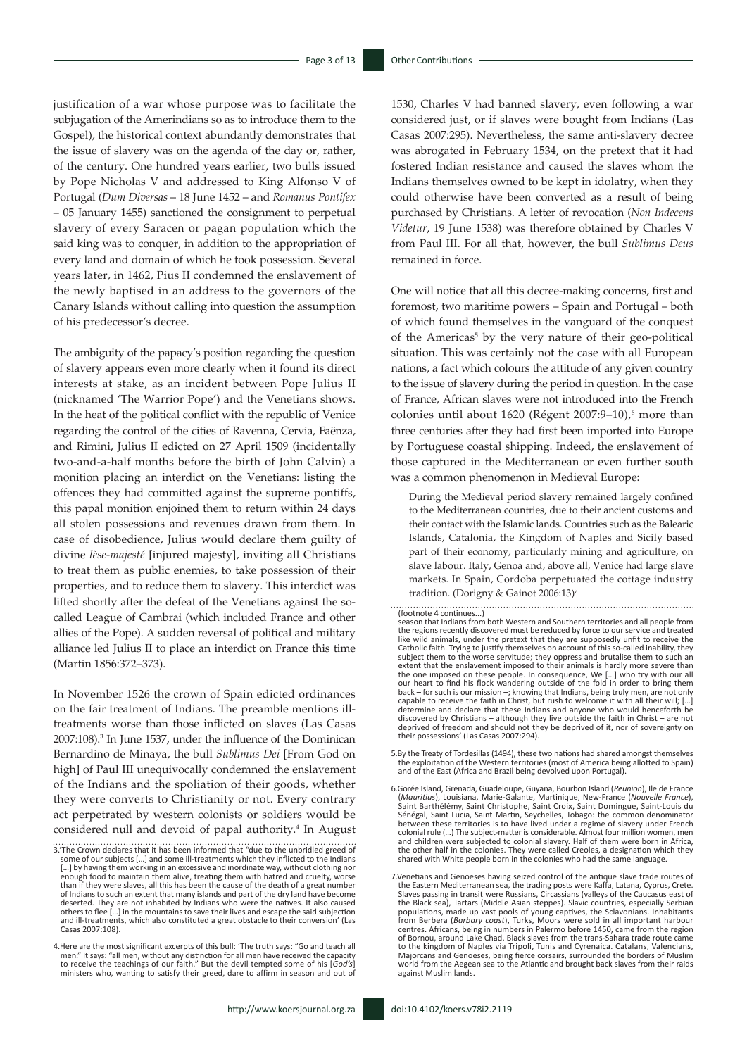justification of a war whose purpose was to facilitate the subjugation of the Amerindians so as to introduce them to the Gospel), the historical context abundantly demonstrates that the issue of slavery was on the agenda of the day or, rather, of the century. One hundred years earlier, two bulls issued by Pope Nicholas V and addressed to King Alfonso V of Portugal (*Dum Diversas* – 18 June 1452 – and *Romanus Pontifex* – 05 January 1455) sanctioned the consignment to perpetual slavery of every Saracen or pagan population which the said king was to conquer, in addition to the appropriation of every land and domain of which he took possession. Several years later, in 1462, Pius II condemned the enslavement of the newly baptised in an address to the governors of the Canary Islands without calling into question the assumption of his predecessor's decree.

The ambiguity of the papacy's position regarding the question of slavery appears even more clearly when it found its direct interests at stake, as an incident between Pope Julius II (nicknamed 'The Warrior Pope') and the Venetians shows. In the heat of the political conflict with the republic of Venice regarding the control of the cities of Ravenna, Cervia, Faënza, and Rimini, Julius II edicted on 27 April 1509 (incidentally two-and-a-half months before the birth of John Calvin) a monition placing an interdict on the Venetians: listing the offences they had committed against the supreme pontiffs, this papal monition enjoined them to return within 24 days all stolen possessions and revenues drawn from them. In case of disobedience, Julius would declare them guilty of divine *lèse-majesté* [injured majesty], inviting all Christians to treat them as public enemies, to take possession of their properties, and to reduce them to slavery. This interdict was lifted shortly after the defeat of the Venetians against the so-called League of Cambrai (which included France and other allies of the Pope). A sudden reversal of political and military alliance led Julius II to place an interdict on France this time (Martin 1856:372–373).

In November 1526 the crown of Spain edicted ordinances on the fair treatment of Indians. The preamble mentions ill-treatments worse than those inflicted on slaves (Las Casas 2007:108).[3] In June 1537, under the influence of the Dominican Bernardino de Minaya, the bull *Sublimus Dei* [From God on high] of Paul III unequivocally condemned the enslavement of the Indians and the spoliation of their goods, whether they were converts to Christianity or not. Every contrary act perpetrated by western colonists or soldiers would be considered null and devoid of papal authority.[4] In August 1530, Charles V had banned slavery, even following a war considered just, or if slaves were bought from Indians (Las Casas 2007:295). Nevertheless, the same anti-slavery decree was abrogated in February 1534, on the pretext that it had fostered Indian resistance and caused the slaves whom the Indians themselves owned to be kept in idolatry, when they could otherwise have been converted as a result of being purchased by Christians. A letter of revocation (*Non Indecens Videtur*, 19 June 1538) was therefore obtained by Charles V from Paul III. For all that, however, the bull *Sublimus Deus* remained in force.

One will notice that all this decree-making concerns, first and foremost, two maritime powers – Spain and Portugal – both of which found themselves in the vanguard of the conquest of the Americas[5] by the very nature of their geo-political situation. This was certainly not the case with all European nations, a fact which colours the attitude of any given country to the issue of slavery during the period in question. In the case of France, African slaves were not introduced into the French colonies until about 1620 (Régent 2007:9–10),[6] more than three centuries after they had first been imported into Europe by Portuguese coastal shipping. Indeed, the enslavement of those captured in the Mediterranean or even further south was a common phenomenon in Medieval Europe:

> During the Medieval period slavery remained largely confined to the Mediterranean countries, due to their ancient customs and their contact with the Islamic lands. Countries such as the Balearic Islands, Catalonia, the Kingdom of Naples and Sicily based part of their economy, particularly mining and agriculture, on slave labour. Italy, Genoa and, above all, Venice had large slave markets. In Spain, Cordoba perpetuated the cottage industry tradition. (Dorigny & Gainot 2006:13)[7]

3.'The Crown declares that it has been informed that "due to the unbridled greed of some of our subjects […] and some ill-treatments which they inflicted to the Indians […] by having them working in an excessive and inordinate way, without clothing nor enough food to maintain them alive, treating them with hatred and cruelty, worse than if they were slaves, all this has been the cause of the death of a great number of Indians to such an extent that many islands and part of the dry land have become deserted. They are not inhabited by Indians who were the natives. It also caused others to flee […] in the mountains to save their lives and escape the said subjection and ill-treatments, which also constituted a great obstacle to their conversion' (Las Casas 2007:108).

4.Here are the most significant excerpts of this bull: 'The truth says: "Go and teach all men." It says: "all men, without any distinction for all men have received the capacity to receive the teachings of our faith." But the devil tempted some of his [*God's*] ministers who, wanting to satisfy their greed, dare to affirm in season and out of season that Indians from both Western and Southern territories and all people from the regions recently discovered must be reduced by force to our service and treated like wild animals, under the pretext that they are supposedly unfit to receive the Catholic faith. Trying to justify themselves on account of this so-called inability, they subject them to the worse servitude; they oppress and brutalise them to such an extent that the enslavement imposed to their animals is hardly more severe than the one imposed on these people. In consequence, We […] who try with our all our heart to find his flock wandering outside of the fold in order to bring them back – for such is our mission –; knowing that Indians, being truly men, are not only capable to receive the faith in Christ, but rush to welcome it with all their will; […] determine and declare that these Indians and anyone who would henceforth be discovered by Christians – although they live outside the faith in Christ – are not deprived of freedom and should not they be deprived of it, nor of sovereignty on their possessions' (Las Casas 2007:294).

5.By the Treaty of Tordesillas (1494), these two nations had shared amongst themselves the exploitation of the Western territories (most of America being allotted to Spain) and of the East (Africa and Brazil being devolved upon Portugal).

6.Gorée Island, Grenada, Guadeloupe, Guyana, Bourbon Island (*Reunion*), Ile de France (*Mauritius*), Louisiana, Marie-Galante, Martinique, New-France (*Nouvelle France*), Saint Barthélémy, Saint Christophe, Saint Croix, Saint Domingue, Saint-Louis du Sénégal, Saint Lucia, Saint Martin, Seychelles, Tobago: the common denominator between these territories is to have lived under a regime of slavery under French colonial rule (…) The subject-matter is considerable. Almost four million women, men and children were subjected to colonial slavery. Half of them were born in Africa, the other half in the colonies. They were called Creoles, a designation which they shared with White people born in the colonies who had the same language.

7.Venetians and Genoeses having seized control of the antique slave trade routes of the Eastern Mediterranean sea, the trading posts were Kaffa, Latana, Cyprus, Crete. Slaves passing in transit were Russians, Circassians (valleys of the Caucasus east of the Black sea), Tartars (Middle Asian steppes). Slavic countries, especially Serbian populations, made up vast pools of young captives, the Sclavonians. Inhabitants from Berbera (*Barbary coast*), Turks, Moors were sold in all important harbour centres. Africans, being in numbers in Palermo before 1450, came from the region of Bornou, around Lake Chad. Black slaves from the trans-Sahara trade route came to the kingdom of Naples via Tripoli, Tunis and Cyrenaica. Catalans, Valencians, Majorcans and Genoeses, being fierce corsairs, surrounded the borders of Muslim world from the Aegean sea to the Atlantic and brought back slaves from their raids against Muslim lands.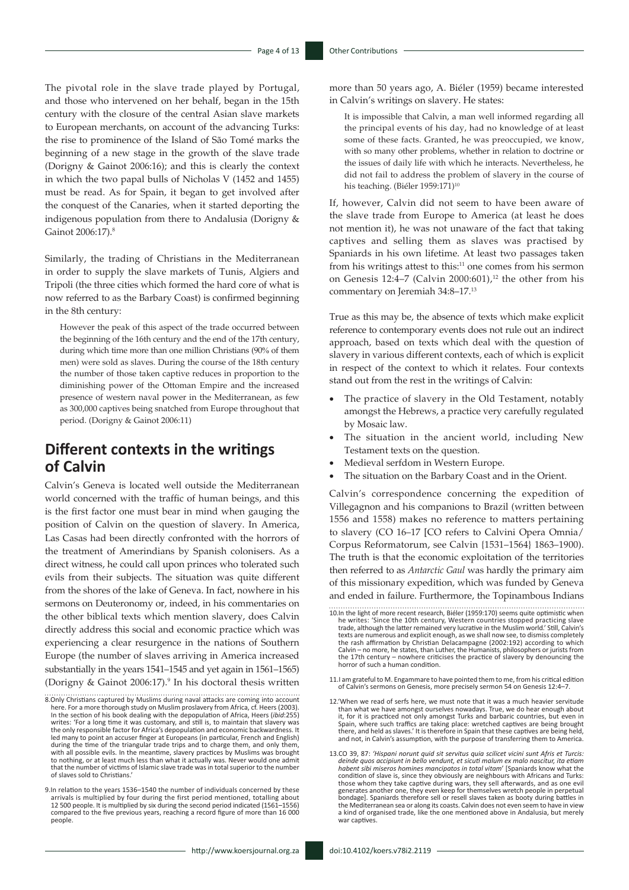The pivotal role in the slave trade played by Portugal, and those who intervened on her behalf, began in the 15th century with the closure of the central Asian slave markets to European merchants, on account of the advancing Turks: the rise to prominence of the Island of São Tomé marks the beginning of a new stage in the growth of the slave trade (Dorigny & Gainot 2006:16); and this is clearly the context in which the two papal bulls of Nicholas V (1452 and 1455) must be read. As for Spain, it began to get involved after the conquest of the Canaries, when it started deporting the indigenous population from there to Andalusia (Dorigny & Gainot 2006:17).[8]

Similarly, the trading of Christians in the Mediterranean in order to supply the slave markets of Tunis, Algiers and Tripoli (the three cities which formed the hard core of what is now referred to as the Barbary Coast) is confirmed beginning in the 8th century:

> However the peak of this aspect of the trade occurred between the beginning of the 16th century and the end of the 17th century, during which time more than one million Christians (90% of them men) were sold as slaves. During the course of the 18th century the number of those taken captive reduces in proportion to the diminishing power of the Ottoman Empire and the increased presence of western naval power in the Mediterranean, as few as 300,000 captives being snatched from Europe throughout that period. (Dorigny & Gainot 2006:11)

## Different contexts in the writings of Calvin

Calvin's Geneva is located well outside the Mediterranean world concerned with the traffic of human beings, and this is the first factor one must bear in mind when gauging the position of Calvin on the question of slavery. In America, Las Casas had been directly confronted with the horrors of the treatment of Amerindians by Spanish colonisers. As a direct witness, he could call upon princes who tolerated such evils from their subjects. The situation was quite different from the shores of the lake of Geneva. In fact, nowhere in his sermons on Deuteronomy or, indeed, in his commentaries on the other biblical texts which mention slavery, does Calvin directly address this social and economic practice which was experiencing a clear resurgence in the nations of Southern Europe (the number of slaves arriving in America increased substantially in the years 1541–1545 and yet again in 1561–1565) (Dorigny & Gainot 2006:17).[9] In his doctoral thesis written more than 50 years ago, A. Biéler (1959) became interested in Calvin's writings on slavery. He states:

> It is impossible that Calvin, a man well informed regarding all the principal events of his day, had no knowledge of at least some of these facts. Granted, he was preoccupied, we know, with so many other problems, whether in relation to doctrine or the issues of daily life with which he interacts. Nevertheless, he did not fail to address the problem of slavery in the course of his teaching. (Biéler 1959:171)[10]

If, however, Calvin did not seem to have been aware of the slave trade from Europe to America (at least he does not mention it), he was not unaware of the fact that taking captives and selling them as slaves was practised by Spaniards in his own lifetime. At least two passages taken from his writings attest to this:[11] one comes from his sermon on Genesis 12:4–7 (Calvin 2000:601),[12] the other from his commentary on Jeremiah 34:8–17.[13]

True as this may be, the absence of texts which make explicit reference to contemporary events does not rule out an indirect approach, based on texts which deal with the question of slavery in various different contexts, each of which is explicit in respect of the context to which it relates. Four contexts stand out from the rest in the writings of Calvin:

- The practice of slavery in the Old Testament, notably amongst the Hebrews, a practice very carefully regulated by Mosaic law.
- The situation in the ancient world, including New Testament texts on the question.
- Medieval serfdom in Western Europe.
- The situation on the Barbary Coast and in the Orient.

Calvin's correspondence concerning the expedition of Villegagnon and his companions to Brazil (written between 1556 and 1558) makes no reference to matters pertaining to slavery (CO 16–17 [CO refers to Calvini Opera Omnia/ Corpus Reformatorum, see Calvin {1531–1564} 1863–1900). The truth is that the economic exploitation of the territories then referred to as *Antarctic Gaul* was hardly the primary aim of this missionary expedition, which was funded by Geneva and ended in failure. Furthermore, the Topinambous Indians

8. Only Christians captured by Muslims during naval attacks are coming into account here. For a more thorough study on Muslim proslavery from Africa, cf. Heers (2003). In the section of his book dealing with the depopulation of Africa, Heers (*ibid*:255) writes: 'For a long time it was customary, and still is, to maintain that slavery was the only responsible factor for Africa's depopulation and economic backwardness. It led many to point an accuser finger at Europeans (in particular, French and English) during the time of the triangular trade trips and to charge them, and only them, with all possible evils. In the meantime, slavery practices by Muslims was brought to nothing, or at least much less than what it actually was. Never would one admit that the number of victims of Islamic slave trade was in total superior to the number of slaves sold to Christians.'

9. In relation to the years 1536–1540 the number of individuals concerned by these arrivals is multiplied by four during the first period mentioned, totalling about 12 500 people. It is multiplied by six during the second period indicated (1561–1556) compared to the five previous years, reaching a record figure of more than 16 000 people.

10. In the light of more recent research, Biéler (1959:170) seems quite optimistic when he writes: 'Since the 10th century, Western countries stopped practicing slave trade, although the latter remained very lucrative in the Muslim world.' Still, Calvin's texts are numerous and explicit enough, as we shall now see, to dismiss completely the rash affirmation by Christian Delacampagne (2002:192) according to which Calvin – no more, he states, than Luther, the Humanists, philosophers or jurists from the 17th century – nowhere criticises the practice of slavery by denouncing the horror of such a human condition.

11. I am grateful to M. Engammare to have pointed them to me, from his critical edition of Calvin's sermons on Genesis, more precisely sermon 54 on Genesis 12:4–7.

12. 'When we read of serfs here, we must note that it was a much heavier servitude than what we have amongst ourselves nowadays. True, we do hear enough about it, for it is practiced not only amongst Turks and barbaric countries, but even in Spain, where such traffics are taking place: wretched captives are being brought there, and held as slaves.' It is therefore in Spain that these captives are being held, and not, in Calvin's assumption, with the purpose of transferring them to America.

13. CO 39, 87: '*Hispani norunt quid sit servitus quia scilicet vicini sunt Afris et Turcis: deinde quos accipiunt in bello vendunt, et sicuti malum ex malo nascitur, ita etiam habent sibi miseros homines mancipatos in total vitam*' [Spaniards know what the condition of slave is, since they obviously are neighbours with Africans and Turks: those whom they take captive during wars, they sell afterwards, and as one evil generates another one, they even keep for themselves wretch people in perpetual bondage]. Spaniards therefore sell or resell slaves taken as booty during battles in the Mediterranean sea or along its coasts. Calvin does not even seem to have in view a kind of organised trade, like the one mentioned above in Andalusia, but merely war captives.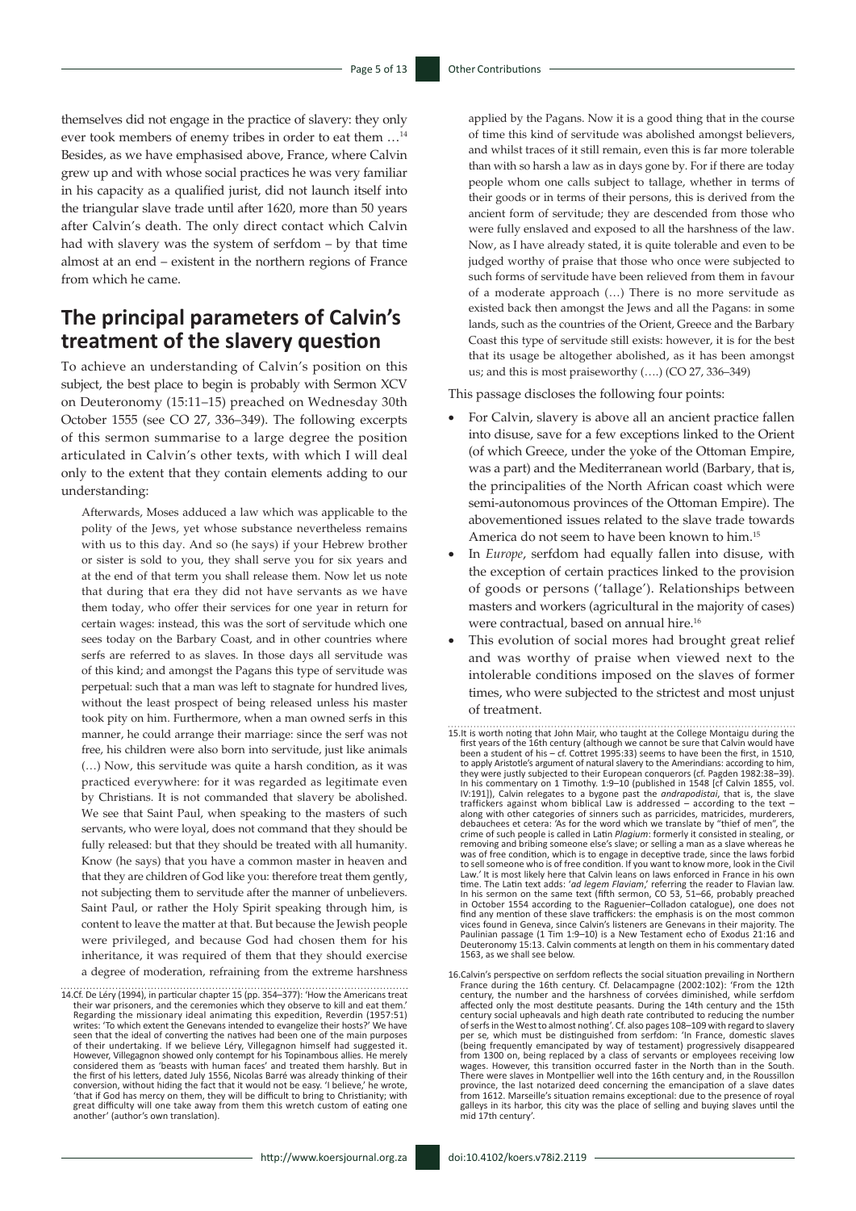themselves did not engage in the practice of slavery: they only ever took members of enemy tribes in order to eat them …[14] Besides, as we have emphasised above, France, where Calvin grew up and with whose social practices he was very familiar in his capacity as a qualified jurist, did not launch itself into the triangular slave trade until after 1620, more than 50 years after Calvin's death. The only direct contact which Calvin had with slavery was the system of serfdom – by that time almost at an end – existent in the northern regions of France from which he came.

## The principal parameters of Calvin's treatment of the slavery question

To achieve an understanding of Calvin's position on this subject, the best place to begin is probably with Sermon XCV on Deuteronomy (15:11–15) preached on Wednesday 30th October 1555 (see CO 27, 336–349). The following excerpts of this sermon summarise to a large degree the position articulated in Calvin's other texts, with which I will deal only to the extent that they contain elements adding to our understanding:

> Afterwards, Moses adduced a law which was applicable to the polity of the Jews, yet whose substance nevertheless remains with us to this day. And so (he says) if your Hebrew brother or sister is sold to you, they shall serve you for six years and at the end of that term you shall release them. Now let us note that during that era they did not have servants as we have them today, who offer their services for one year in return for certain wages: instead, this was the sort of servitude which one sees today on the Barbary Coast, and in other countries where serfs are referred to as slaves. In those days all servitude was of this kind; and amongst the Pagans this type of servitude was perpetual: such that a man was left to stagnate for hundred lives, without the least prospect of being released unless his master took pity on him. Furthermore, when a man owned serfs in this manner, he could arrange their marriage: since the serf was not free, his children were also born into servitude, just like animals (…) Now, this servitude was quite a harsh condition, as it was practiced everywhere: for it was regarded as legitimate even by Christians. It is not commanded that slavery be abolished. We see that Saint Paul, when speaking to the masters of such servants, who were loyal, does not command that they should be fully released: but that they should be treated with all humanity. Know (he says) that you have a common master in heaven and that they are children of God like you: therefore treat them gently, not subjecting them to servitude after the manner of unbelievers. Saint Paul, or rather the Holy Spirit speaking through him, is content to leave the matter at that. But because the Jewish people were privileged, and because God had chosen them for his inheritance, it was required of them that they should exercise a degree of moderation, refraining from the extreme harshness applied by the Pagans. Now it is a good thing that in the course of time this kind of servitude was abolished amongst believers, and whilst traces of it still remain, even this is far more tolerable than with so harsh a law as in days gone by. For if there are today people whom one calls subject to tallage, whether in terms of their goods or in terms of their persons, this is derived from the ancient form of servitude; they are descended from those who were fully enslaved and exposed to all the harshness of the law. Now, as I have already stated, it is quite tolerable and even to be judged worthy of praise that those who once were subjected to such forms of servitude have been relieved from them in favour of a moderate approach (…) There is no more servitude as existed back then amongst the Jews and all the Pagans: in some lands, such as the countries of the Orient, Greece and the Barbary Coast this type of servitude still exists: however, it is for the best that its usage be altogether abolished, as it has been amongst us; and this is most praiseworthy (….) (CO 27, 336–349)

This passage discloses the following four points:

- For Calvin, slavery is above all an ancient practice fallen into disuse, save for a few exceptions linked to the Orient (of which Greece, under the yoke of the Ottoman Empire, was a part) and the Mediterranean world (Barbary, that is, the principalities of the North African coast which were semi-autonomous provinces of the Ottoman Empire). The abovementioned issues related to the slave trade towards America do not seem to have been known to him.[15]
- In *Europe*, serfdom had equally fallen into disuse, with the exception of certain practices linked to the provision of goods or persons ('tallage'). Relationships between masters and workers (agricultural in the majority of cases) were contractual, based on annual hire.[16]
- This evolution of social mores had brought great relief and was worthy of praise when viewed next to the intolerable conditions imposed on the slaves of former times, who were subjected to the strictest and most unjust of treatment.

---

14. Cf. De Léry (1994), in particular chapter 15 (pp. 354–377): 'How the Americans treat their war prisoners, and the ceremonies which they observe to kill and eat them.' Regarding the missionary ideal animating this expedition, Reverdin (1957:51) writes: 'To which extent the Genevans intended to evangelize their hosts?' We have seen that the ideal of converting the natives had been one of the main purposes of their undertaking. If we believe Léry, Villegagnon himself had suggested it. However, Villegagnon showed only contempt for his Topinambous allies. He merely considered them as 'beasts with human faces' and treated them harshly. But in the first of his letters, dated July 1556, Nicolas Barré was already thinking of their conversion, without hiding the fact that it would not be easy. 'I believe,' he wrote, 'that if God has mercy on them, they will be difficult to bring to Christianity; with great difficulty will one take away from them this wretch custom of eating one another' (author's own translation).

15. It is worth noting that John Mair, who taught at the College Montaigu during the first years of the 16th century (although we cannot be sure that Calvin would have been a student of his – cf. Cottret 1995:33) seems to have been the first, in 1510, to apply Aristotle's argument of natural slavery to the Amerindians: according to him, they were justly subjected to their European conquerors (cf. Pagden 1982:38–39). In his commentary on 1 Timothy. 1:9–10 (published in 1548 [cf Calvin 1855, vol. IV:191]), Calvin relegates to a bygone past the *andrapodistai*, that is, the slave traffickers against whom biblical Law is addressed – according to the text – along with other categories of sinners such as parricides, matricides, murderers, debauchees et cetera: 'As for the word which we translate by "thief of men", the crime of such people is called in Latin *Plagium*: formerly it consisted in stealing, or removing and bribing someone else's slave; or selling a man as a slave whereas he was of free condition, which is to engage in deceptive trade, since the laws forbid to sell someone who is of free condition. If you want to know more, look in the Civil Law.' It is most likely here that Calvin leans on laws enforced in France in his own time. The Latin text adds: '*ad legem Flaviam*,' referring the reader to Flavian law. In his sermon on the same text (fifth sermon, CO 53, 51–66, probably preached in October 1554 according to the Raguenier–Colladon catalogue), one does not find any mention of these slave traffickers: the emphasis is on the most common vices found in Geneva, since Calvin's listeners are Genevans in their majority. The Paulinian passage (1 Tim 1:9–10) is a New Testament echo of Exodus 21:16 and Deuteronomy 15:13. Calvin comments at length on them in his commentary dated 1563, as we shall see below.

16. Calvin's perspective on serfdom reflects the social situation prevailing in Northern France during the 16th century. Cf. Delacampagne (2002:102): 'From the 12th century, the number and the harshness of corvées diminished, while serfdom affected only the most destitute peasants. During the 14th century and the 15th century social upheavals and high death rate contributed to reducing the number of serfs in the West to almost nothing'. Cf. also pages 108–109 with regard to slavery per se, which must be distinguished from serfdom: 'In France, domestic slaves (being frequently emancipated by way of testament) progressively disappeared from 1300 on, being replaced by a class of servants or employees receiving low wages. However, this transition occurred faster in the North than in the South. There were slaves in Montpellier well into the 16th century and, in the Roussillon province, the last notarized deed concerning the emancipation of a slave dates from 1612. Marseille's situation remains exceptional: due to the presence of royal galleys in its harbor, this city was the place of selling and buying slaves until the mid 17th century'.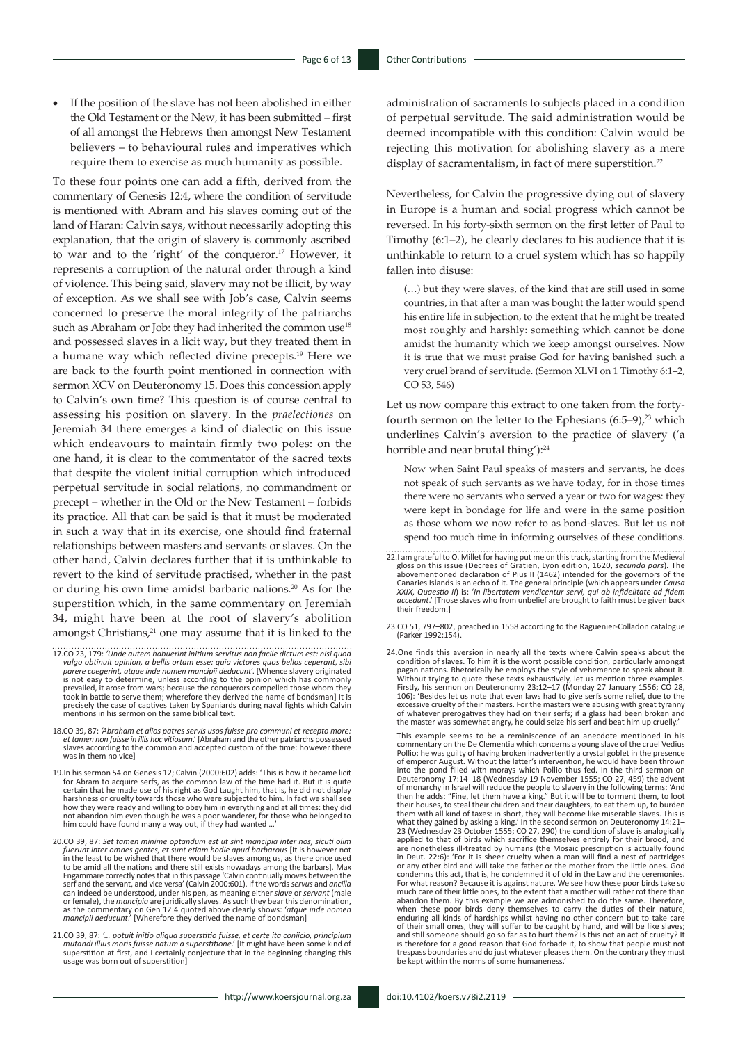- If the position of the slave has not been abolished in either the Old Testament or the New, it has been submitted – first of all amongst the Hebrews then amongst New Testament believers – to behavioural rules and imperatives which require them to exercise as much humanity as possible.

To these four points one can add a fifth, derived from the commentary of Genesis 12:4, where the condition of servitude is mentioned with Abram and his slaves coming out of the land of Haran: Calvin says, without necessarily adopting this explanation, that the origin of slavery is commonly ascribed to war and to the 'right' of the conqueror.[17] However, it represents a corruption of the natural order through a kind of violence. This being said, slavery may not be illicit, by way of exception. As we shall see with Job's case, Calvin seems concerned to preserve the moral integrity of the patriarchs such as Abraham or Job: they had inherited the common use[18] and possessed slaves in a licit way, but they treated them in a humane way which reflected divine precepts.[19] Here we are back to the fourth point mentioned in connection with sermon XCV on Deuteronomy 15. Does this concession apply to Calvin's own time? This question is of course central to assessing his position on slavery. In the *praelectiones* on Jeremiah 34 there emerges a kind of dialectic on this issue which endeavours to maintain firmly two poles: on the one hand, it is clear to the commentator of the sacred texts that despite the violent initial corruption which introduced perpetual servitude in social relations, no commandment or precept – whether in the Old or the New Testament – forbids its practice. All that can be said is that it must be moderated in such a way that in its exercise, one should find fraternal relationships between masters and servants or slaves. On the other hand, Calvin declares further that it is unthinkable to revert to the kind of servitude practised, whether in the past or during his own time amidst barbaric nations.[20] As for the superstition which, in the same commentary on Jeremiah 34, might have been at the root of slavery's abolition amongst Christians,[21] one may assume that it is linked to the administration of sacraments to subjects placed in a condition of perpetual servitude. The said administration would be deemed incompatible with this condition: Calvin would be rejecting this motivation for abolishing slavery as a mere display of sacramentalism, in fact of mere superstition.[22]

Nevertheless, for Calvin the progressive dying out of slavery in Europe is a human and social progress which cannot be reversed. In his forty-sixth sermon on the first letter of Paul to Timothy (6:1–2), he clearly declares to his audience that it is unthinkable to return to a cruel system which has so happily fallen into disuse:

> (…) but they were slaves, of the kind that are still used in some countries, in that after a man was bought the latter would spend his entire life in subjection, to the extent that he might be treated most roughly and harshly: something which cannot be done amidst the humanity which we keep amongst ourselves. Now it is true that we must praise God for having banished such a very cruel brand of servitude. (Sermon XLVI on 1 Timothy 6:1–2, CO 53, 546)

Let us now compare this extract to one taken from the forty-fourth sermon on the letter to the Ephesians (6:5–9),[23] which underlines Calvin's aversion to the practice of slavery ('a horrible and near brutal thing'):[24]

> Now when Saint Paul speaks of masters and servants, he does not speak of such servants as we have today, for in those times there were no servants who served a year or two for wages: they were kept in bondage for life and were in the same position as those whom we now refer to as bond-slaves. But let us not spend too much time in informing ourselves of these conditions.

17. CO 23, 179: '*Unde autem habuerint initium servitus non facile dictum est: nisi quod vulgo obtinuit opinion, a bellis ortam esse: quia victores quos bellos ceperant, sibi parere coegerint, atque inde nomen mancipii deducunt*'. [Whence slavery originated is not easy to determine, unless according to the opinion which has commonly prevailed, it arose from wars; because the conquerors compelled those whom they took in battle to serve them; wherefore they derived the name of bondsman] It is precisely the case of captives taken by Spaniards during naval fights which Calvin mentions in his sermon on the same biblical text.

18. CO 39, 87: '*Abraham et alios patres servis usos fuisse pro communi et recepto more: et tamen non fuisse in illis hoc vitiosum*.' [Abraham and the other patriarchs possessed slaves according to the common and accepted custom of the time: however there was in them no vice]

19. In his sermon 54 on Genesis 12; Calvin (2000:602) adds: 'This is how it became licit for Abram to acquire serfs, as the common law of the time had it. But it is quite certain that he made use of his right as God taught him, that is, he did not display harshness or cruelty towards those who were subjected to him. In fact we shall see how they were ready and willing to obey him in everything and at all times: they did not abandon him even though he was a poor wanderer, for those who belonged to him could have found many a way out, if they had wanted …'

20. CO 39, 87: *Set tamen minime optandum est ut sint mancipia inter nos, sicuti olim fuerunt inter omnes gentes, et sunt etiam hodie apud barbarous* [It is however not in the least to be wished that there would be slaves among us, as there once used to be amid all the nations and there still exists nowadays among the barbars]. Max Engammare correctly notes that in this passage 'Calvin continually moves between the serf and the servant, and vice versa' (Calvin 2000:601). If the words *servus* and *ancilla* can indeed be understood, under his pen, as meaning either *slave* or *servant* (male or female), the *mancipia* are juridically slaves. As such they bear this denomination, as the commentary on Gen 12:4 quoted above clearly shows: '*atque inde nomen mancipii deducunt*.' [Wherefore they derived the name of bondsman]

21. CO 39, 87: '*… potuit initio aliqua superstitio fuisse, et certe ita coniicio, principium mutandi illius moris fuisse natum a superstitione*.' [It might have been some kind of superstition at first, and I certainly conjecture that in the beginning changing this usage was born out of superstition]

22. I am grateful to O. Millet for having put me on this track, starting from the Medieval gloss on this issue (Decrees of Gratien, Lyon edition, 1620, *secunda pars*). The abovementioned declaration of Pius II (1462) intended for the governors of the Canaries Islands is an echo of it. The general principle (which appears under *Causa XXIX, Quaestio II*) is: '*In libertatem vendicentur servi, qui ab infidelitate ad fidem accedunt*.' [Those slaves who from unbelief are brought to faith must be given back their freedom.]

23. CO 51, 797–802, preached in 1558 according to the Raguenier-Colladon catalogue (Parker 1992:154).

24. One finds this aversion in nearly all the texts where Calvin speaks about the condition of slaves. To him it is the worst possible condition, particularly amongst pagan nations. Rhetorically he employs the style of vehemence to speak about it. Without trying to quote these texts exhaustively, let us mention three examples. Firstly, his sermon on Deuteronomy 23:12–17 (Monday 27 January 1556; CO 28, 106): 'Besides let us note that even laws had to give serfs some relief, due to the excessive cruelty of their masters. For the masters were abusing with great tyranny of whatever prerogatives they had on their serfs; if a glass had been broken and the master was somewhat angry, he could seize his serf and beat him up cruelly.'

This example seems to be a reminiscence of an anecdote mentioned in his commentary on the De Clementia which concerns a young slave of the cruel Vedius Pollio: he was guilty of having broken inadvertently a crystal goblet in the presence of emperor August. Without the latter's intervention, he would have been thrown into the pond filled with morays which Pollio thus fed. In the third sermon on Deuteronomy 17:14–18 (Wednesday 19 November 1555; CO 27, 459) the advent of monarchy in Israel will reduce the people to slavery in the following terms: 'And then he adds: "Fine, let them have a king." But it will be to torment them, to loot their houses, to steal their children and their daughters, to eat them up, to burden them with all kind of taxes: in short, they will become like miserable slaves. This is what they gained by asking a king.' In the second sermon on Deuteronomy 14:21–23 (Wednesday 23 October 1555; CO 27, 290) the condition of slave is analogically applied to that of birds which sacrifice themselves entirely for their brood, and are nonetheless ill-treated by humans (the Mosaic prescription is actually found in Deut. 22:6): 'For it is sheer cruelty when a man will find a nest of partridges or any other bird and will take the father or the mother from the little ones. God condemns this act, that is, he condemned it of old in the Law and the ceremonies. For what reason? Because it is against nature. We see how these poor birds take so much care of their little ones, to the extent that a mother will rather rot there than abandon them. By this example we are admonished to do the same. Therefore, when these poor birds deny themselves to carry the duties of their nature, enduring all kinds of hardships whilst having no other concern but to take care of their small ones, they will suffer to be caught by hand, and will be like slaves; and still someone should go so far as to hurt them? Is this not an act of cruelty? It is therefore for a good reason that God forbade it, to show that people must not trespass boundaries and do just whatever pleases them. On the contrary they must be kept within the norms of some humaneness.'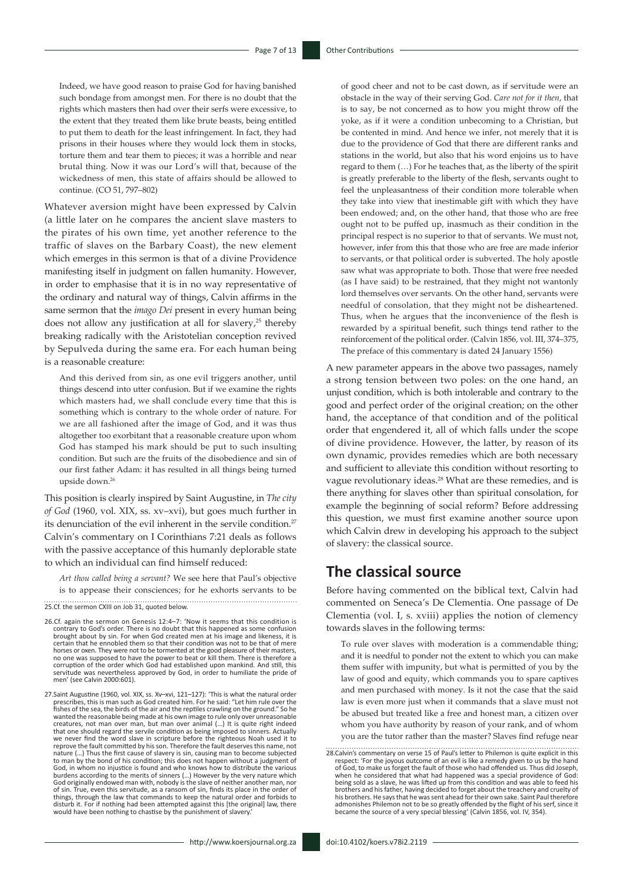Indeed, we have good reason to praise God for having banished such bondage from amongst men. For there is no doubt that the rights which masters then had over their serfs were excessive, to the extent that they treated them like brute beasts, being entitled to put them to death for the least infringement. In fact, they had prisons in their houses where they would lock them in stocks, torture them and tear them to pieces; it was a horrible and near brutal thing. Now it was our Lord's will that, because of the wickedness of men, this state of affairs should be allowed to continue. (CO 51, 797–802)

Whatever aversion might have been expressed by Calvin (a little later on he compares the ancient slave masters to the pirates of his own time, yet another reference to the traffic of slaves on the Barbary Coast), the new element which emerges in this sermon is that of a divine Providence manifesting itself in judgment on fallen humanity. However, in order to emphasise that it is in no way representative of the ordinary and natural way of things, Calvin affirms in the same sermon that the *imago Dei* present in every human being does not allow any justification at all for slavery,[25] thereby breaking radically with the Aristotelian conception revived by Sepulveda during the same era. For each human being is a reasonable creature:

And this derived from sin, as one evil triggers another, until things descend into utter confusion. But if we examine the rights which masters had, we shall conclude every time that this is something which is contrary to the whole order of nature. For we are all fashioned after the image of God, and it was thus altogether too exorbitant that a reasonable creature upon whom God has stamped his mark should be put to such insulting condition. But such are the fruits of the disobedience and sin of our first father Adam: it has resulted in all things being turned upside down.[26]

This position is clearly inspired by Saint Augustine, in *The city of God* (1960, vol. XIX, ss. xv–xvi), but goes much further in its denunciation of the evil inherent in the servile condition.[27] Calvin's commentary on I Corinthians 7:21 deals as follows with the passive acceptance of this humanly deplorable state to which an individual can find himself reduced:

*Art thou called being a servant?* We see here that Paul's objective is to appease their consciences; for he exhorts servants to be of good cheer and not to be cast down, as if servitude were an obstacle in the way of their serving God. *Care not for it then*, that is to say, be not concerned as to how you might throw off the yoke, as if it were a condition unbecoming to a Christian, but be contented in mind. And hence we infer, not merely that it is due to the providence of God that there are different ranks and stations in the world, but also that his word enjoins us to have regard to them (…) For he teaches that, as the liberty of the spirit is greatly preferable to the liberty of the flesh, servants ought to feel the unpleasantness of their condition more tolerable when they take into view that inestimable gift with which they have been endowed; and, on the other hand, that those who are free ought not to be puffed up, inasmuch as their condition in the principal respect is no superior to that of servants. We must not, however, infer from this that those who are free are made inferior to servants, or that political order is subverted. The holy apostle saw what was appropriate to both. Those that were free needed (as I have said) to be restrained, that they might not wantonly lord themselves over servants. On the other hand, servants were needful of consolation, that they might not be disheartened. Thus, when he argues that the inconvenience of the flesh is rewarded by a spiritual benefit, such things tend rather to the reinforcement of the political order. (Calvin 1856, vol. III, 374–375, The preface of this commentary is dated 24 January 1556)

A new parameter appears in the above two passages, namely a strong tension between two poles: on the one hand, an unjust condition, which is both intolerable and contrary to the good and perfect order of the original creation; on the other hand, the acceptance of that condition and of the political order that engendered it, all of which falls under the scope of divine providence. However, the latter, by reason of its own dynamic, provides remedies which are both necessary and sufficient to alleviate this condition without resorting to vague revolutionary ideas.[28] What are these remedies, and is there anything for slaves other than spiritual consolation, for example the beginning of social reform? Before addressing this question, we must first examine another source upon which Calvin drew in developing his approach to the subject of slavery: the classical source.

## The classical source

Before having commented on the biblical text, Calvin had commented on Seneca's De Clementia. One passage of De Clementia (vol. I, s. xviii) applies the notion of clemency towards slaves in the following terms:

To rule over slaves with moderation is a commendable thing; and it is needful to ponder not the extent to which you can make them suffer with impunity, but what is permitted of you by the law of good and equity, which commands you to spare captives and men purchased with money. Is it not the case that the said law is even more just when it commands that a slave must not be abused but treated like a free and honest man, a citizen over whom you have authority by reason of your rank, and of whom you are the tutor rather than the master? Slaves find refuge near

---

25. Cf. the sermon CXIII on Job 31, quoted below.

26. Cf. again the sermon on Genesis 12:4–7: 'Now it seems that this condition is contrary to God's order. There is no doubt that this happened as some confusion brought about by sin. For when God created men at his image and likeness, it is certain that he ennobled them so that their condition was not to be that of mere horses or oxen. They were not to be tormented at the good pleasure of their masters, no one was supposed to have the power to beat or kill them. There is therefore a corruption of the order which God had established upon mankind. And still, this servitude was nevertheless approved by God, in order to humiliate the pride of men' (see Calvin 2000:601).

27. Saint Augustine (1960, vol. XIX, ss. Xv–xvi, 121–127): 'This is what the natural order prescribes, this is man such as God created him. For he said: "Let him rule over the fishes of the sea, the birds of the air and the reptiles crawling on the ground." So he wanted the reasonable being made at his own image to rule only over unreasonable creatures, not man over man, but man over animal (…) It is quite right indeed that one should regard the servile condition as being imposed to sinners. Actually we never find the word slave in scripture before the righteous Noah used it to reprove the fault committed by his son. Therefore the fault deserves this name, not nature (…) Thus the first cause of slavery is sin, causing man to become subjected to man by the bond of his condition; this does not happen without a judgment of God, in whom no injustice is found and who knows how to distribute the various burdens according to the merits of sinners (…) However by the very nature which God originally endowed man with, nobody is the slave of neither another man, nor of sin. True, even this servitude, as a ransom of sin, finds its place in the order of things, through the law that commands to keep the natural order and forbids to disturb it. For if nothing had been attempted against this [the original] law, there would have been nothing to chastise by the punishment of slavery.'

28. Calvin's commentary on verse 15 of Paul's letter to Philemon is quite explicit in this respect: 'For the joyous outcome of an evil is like a remedy given to us by the hand of God, to make us forget the fault of those who had offended us. Thus did Joseph, when he considered that what had happened was a special providence of God: being sold as a slave, he was lifted up from this condition and was able to feed his brothers and his father, having decided to forget about the treachery and cruelty of his brothers. He says that he was sent ahead for their own sake. Saint Paul therefore admonishes Philemon not to be so greatly offended by the flight of his serf, since it became the source of a very special blessing' (Calvin 1856, vol. IV, 354).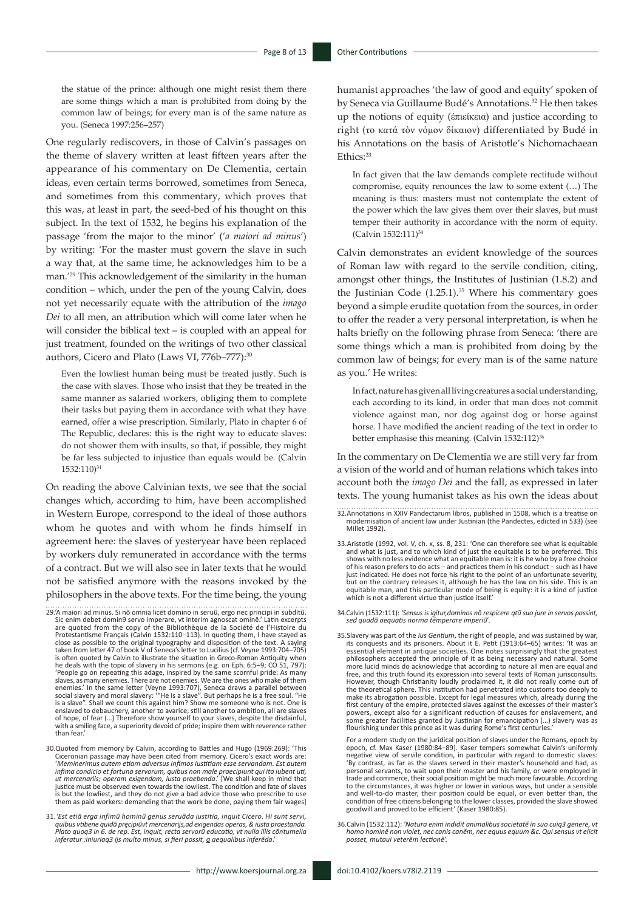the statue of the prince: although one might resist them there are some things which a man is prohibited from doing by the common law of beings; for every man is of the same nature as you. (Seneca 1997:256–257)

One regularly rediscovers, in those of Calvin's passages on the theme of slavery written at least fifteen years after the appearance of his commentary on De Clementia, certain ideas, even certain terms borrowed, sometimes from Seneca, and sometimes from this commentary, which proves that this was, at least in part, the seed-bed of his thought on this subject. In the text of 1532, he begins his explanation of the passage 'from the major to the minor' ('*a maiori ad minus*') by writing: 'For the master must govern the slave in such a way that, at the same time, he acknowledges him to be a man.'[29] This acknowledgement of the similarity in the human condition – which, under the pen of the young Calvin, does not yet necessarily equate with the attribution of the *imago Dei* to all men, an attribution which will come later when he will consider the biblical text – is coupled with an appeal for just treatment, founded on the writings of two other classical authors, Cicero and Plato (Laws VI, 776b–777):[30]

> Even the lowliest human being must be treated justly. Such is the case with slaves. Those who insist that they be treated in the same manner as salaried workers, obliging them to complete their tasks but paying them in accordance with what they have earned, offer a wise prescription. Similarly, Plato in chapter 6 of The Republic, declares: this is the right way to educate slaves: do not shower them with insults, so that, if possible, they might be far less subjected to injustice than equals would be. (Calvin 1532:110)[31]

On reading the above Calvinian texts, we see that the social changes which, according to him, have been accomplished in Western Europe, correspond to the ideal of those authors whom he quotes and with whom he finds himself in agreement here: the slaves of yesteryear have been replaced by workers duly remunerated in accordance with the terms of a contract. But we will also see in later texts that he would not be satisfied anymore with the reasons invoked by the philosophers in the above texts. For the time being, the young humanist approaches 'the law of good and equity' spoken of by Seneca via Guillaume Budé's Annotations.[32] He then takes up the notions of equity (ἐπιείκεια) and justice according to right (το κατά τὸν νόμον δίκαιον) differentiated by Budé in his Annotations on the basis of Aristotle's Nichomachaean Ethics:[33]

> In fact given that the law demands complete rectitude without compromise, equity renounces the law to some extent (…) The meaning is thus: masters must not contemplate the extent of the power which the law gives them over their slaves, but must temper their authority in accordance with the norm of equity. (Calvin 1532:111)[34]

Calvin demonstrates an evident knowledge of the sources of Roman law with regard to the servile condition, citing, amongst other things, the Institutes of Justinian (1.8.2) and the Justinian Code (1.25.1).[35] Where his commentary goes beyond a simple erudite quotation from the sources, in order to offer the reader a very personal interpretation, is when he halts briefly on the following phrase from Seneca: 'there are some things which a man is prohibited from doing by the common law of beings; for every man is of the same nature as you.' He writes:

> In fact, nature has given all living creatures a social understanding, each according to its kind, in order that man does not commit violence against man, nor dog against dog or horse against horse. I have modified the ancient reading of the text in order to better emphasise this meaning. (Calvin 1532:112)[36]

In the commentary on De Clementia we are still very far from a vision of the world and of human relations which takes into account both the *imago Dei* and the fall, as expressed in later texts. The young humanist takes as his own the ideas about

---

29. 'A maiori ad minus. Si nõ omnia licẽt domino in seruũ, ergo nec principi in subditũ. Sic enim debet domin9 servo imperare, vt interim agnoscat ominẽ.' Latin excerpts are quoted from the copy of the Bibliothèque de la Société de l'Histoire du Protestantisme Français (Calvin 1532:110–113). In quoting them, I have stayed as close as possible to the original typography and disposition of the text. A saying taken from letter 47 of book V of Seneca's letter to Lucilius (cf. Veyne 1993:704–705) is often quoted by Calvin to illustrate the situation in Greco-Roman Antiquity when he deals with the topic of slavery in his sermons (e.g. on Eph. 6:5–9; CO 51, 797): 'People go on repeating this adage, inspired by the same scornful pride: As many slaves, as many enemies. There are not enemies. We are the ones who make of them enemies.' In the same letter (Veyne 1993:707), Seneca draws a parallel between social slavery and moral slavery: '"He is a slave". But perhaps he is a free soul. "He is a slave". Shall we count this against him? Show me someone who is not. One is enslaved to debauchery, another to avarice, still another to ambition, all are slaves of hope, of fear (...) Therefore show yourself to your slaves, despite the disdainful, with a smiling face, a superiority devoid of pride; inspire them with reverence rather than fear.'

30. Quoted from memory by Calvin, according to Battles and Hugo (1969:269): 'This Ciceronian passage may have been cited from memory. Cicero's exact words are: '*Meminerimus autem etiam adversus infimos iustitiam esse servandam. Est autem infima condicio et fortuna servorum, quibus non male praecipiunt qui ita iubent uti, ut mercenariis; operam exigendam, iusta praebenda*.' [We shall keep in mind that justice must be observed even towards the lowliest. The condition and fate of slaves is but the lowliest, and they do not give a bad advice those who prescribe to use them as paid workers: demanding that the work be done, paying them fair wages]

31. '*Est etiã erga infimũ hominũ genus seruãda iustitia, inquit Cicero. Hi sunt servi, quibus vtibene quidã pręcipiũt mercenarijs,ad exigendas operas, & iusta praestanda. Plato quoq3 in 6. de rep. Est, inquit, recta servorũ educatio, vt nulla illis cõntumelia inferatur :iniuriaq3 ijs multo minus, si fieri possit, q aequalibus inferẽda.*'

32. Annotations in XXIV Pandectarum libros, published in 1508, which is a treatise on modernisation of ancient law under Justinian (the Pandectes, edicted in 533) (see Millet 1992).

33. Aristotle (1992, vol. V, ch. x, ss. 8, 231: 'One can therefore see what is equitable and what is just, and to which kind of just the equitable is to be preferred. This shows with no less evidence what an equitable man is: it is he who by a free choice of his reason prefers to do acts – and practices them in his conduct – such as I have just indicated. He does not force his right to the point of an unfortunate severity, but on the contrary releases it, although he has the law on his side. This is an equitable man, and this particular mode of being is equity: it is a kind of justice which is not a different virtue than justice itself.'

34. Calvin (1532:111): '*Sensus is igitur,dominos nõ respicere qtũ suo iure in servos possint, sed quadã aequatis norma tẽmperare imperiũ*'.

35. Slavery was part of the *Ius Gentium*, the right of people, and was sustained by war, its conquests and its prisoners. About it E. Petit (1913:64–65) writes: 'It was an essential element in antique societies. One notes surprisingly that the greatest philosophers accepted the principle of it as being necessary and natural. Some more lucid minds do acknowledge that according to nature all men are equal and free, and this truth found its expression into several texts of Roman jurisconsults. However, though Christianity loudly proclaimed it, it did not really come out of the theoretical sphere. This institution had penetrated into customs too deeply to make its abrogation possible. Except for legal measures which, already during the first century of the empire, protected slaves against the excesses of their master's powers, except also for a significant reduction of causes for enslavement, and some greater facilities granted by Justinian for emancipation (...) slavery was as flourishing under this prince as it was during Rome's first centuries.'

    For a modern study on the juridical position of slaves under the Romans, epoch by epoch, cf. Max Kaser (1980:84–89). Kaser tempers somewhat Calvin's uniformly negative view of servile condition, in particular with regard to domestic slaves: 'By contrast, as far as the slaves served in their master's household and had, as personal servants, to wait upon their master and his family, or were employed in trade and commerce, their social position might be much more favourable. According to the circumstances, it was higher or lower in various ways, but under a sensible and well-to-do master, their position could be equal, or even better than, the condition of free citizens belonging to the lower classes, provided the slave showed goodwill and proved to be efficient' (Kaser 1980:85).

36. Calvin (1532:112): '*Natura enim indidit animalibus societatẽ in suo cuiq3 genere, vt homo hominẽ non violet, nec canis canẽm, nec equus equum &c. Qui sensus vt elicit posset, mutaui veterẽm lectionẽ'.*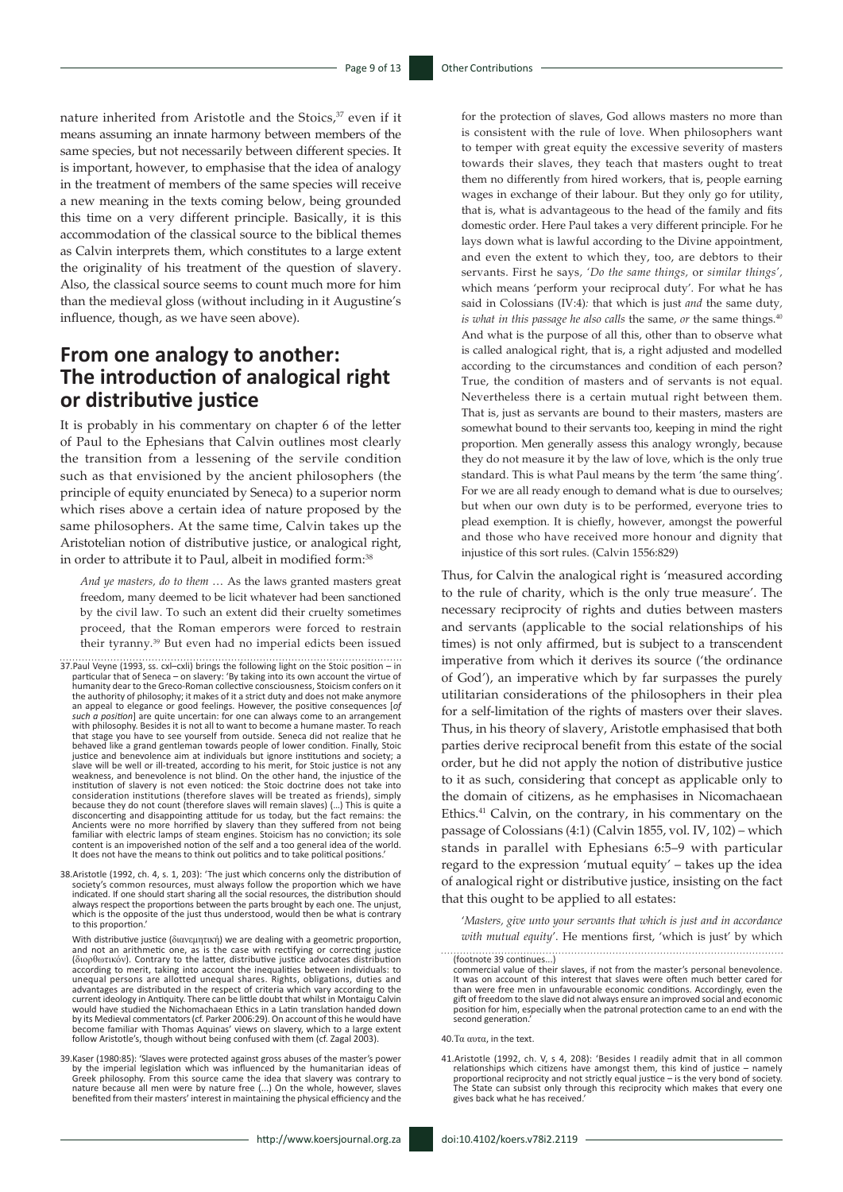nature inherited from Aristotle and the Stoics,[37] even if it means assuming an innate harmony between members of the same species, but not necessarily between different species. It is important, however, to emphasise that the idea of analogy in the treatment of members of the same species will receive a new meaning in the texts coming below, being grounded this time on a very different principle. Basically, it is this accommodation of the classical source to the biblical themes as Calvin interprets them, which constitutes to a large extent the originality of his treatment of the question of slavery. Also, the classical source seems to count much more for him than the medieval gloss (without including in it Augustine's influence, though, as we have seen above).

## From one analogy to another: The introduction of analogical right or distributive justice

It is probably in his commentary on chapter 6 of the letter of Paul to the Ephesians that Calvin outlines most clearly the transition from a lessening of the servile condition such as that envisioned by the ancient philosophers (the principle of equity enunciated by Seneca) to a superior norm which rises above a certain idea of nature proposed by the same philosophers. At the same time, Calvin takes up the Aristotelian notion of distributive justice, or analogical right, in order to attribute it to Paul, albeit in modified form:[38]

> *And ye masters, do to them* … As the laws granted masters great freedom, many deemed to be licit whatever had been sanctioned by the civil law. To such an extent did their cruelty sometimes proceed, that the Roman emperors were forced to restrain their tyranny.[39] But even had no imperial edicts been issued for the protection of slaves, God allows masters no more than is consistent with the rule of love. When philosophers want to temper with great equity the excessive severity of masters towards their slaves, they teach that masters ought to treat them no differently from hired workers, that is, people earning wages in exchange of their labour. But they only go for utility, that is, what is advantageous to the head of the family and fits domestic order. Here Paul takes a very different principle. For he lays down what is lawful according to the Divine appointment, and even the extent to which they, too, are debtors to their servants. First he says, *'Do the same things,* or *similar things',* which means 'perform your reciprocal duty'. For what he has said in Colossians (IV:4): that which is just *and* the same duty, *is what in this passage he also calls* the same*, or* the same things.[40] And what is the purpose of all this, other than to observe what is called analogical right, that is, a right adjusted and modelled according to the circumstances and condition of each person? True, the condition of masters and of servants is not equal. Nevertheless there is a certain mutual right between them. That is, just as servants are bound to their masters, masters are somewhat bound to their servants too, keeping in mind the right proportion. Men generally assess this analogy wrongly, because they do not measure it by the law of love, which is the only true standard. This is what Paul means by the term 'the same thing'. For we are all ready enough to demand what is due to ourselves; but when our own duty is to be performed, everyone tries to plead exemption. It is chiefly, however, amongst the powerful and those who have received more honour and dignity that injustice of this sort rules. (Calvin 1556:829)

Thus, for Calvin the analogical right is 'measured according to the rule of charity, which is the only true measure'. The necessary reciprocity of rights and duties between masters and servants (applicable to the social relationships of his times) is not only affirmed, but is subject to a transcendent imperative from which it derives its source ('the ordinance of God'), an imperative which by far surpasses the purely utilitarian considerations of the philosophers in their plea for a self-limitation of the rights of masters over their slaves. Thus, in his theory of slavery, Aristotle emphasised that both parties derive reciprocal benefit from this estate of the social order, but he did not apply the notion of distributive justice to it as such, considering that concept as applicable only to the domain of citizens, as he emphasises in Nicomachaean Ethics.[41] Calvin, on the contrary, in his commentary on the passage of Colossians (4:1) (Calvin 1855, vol. IV, 102) – which stands in parallel with Ephesians 6:5–9 with particular regard to the expression 'mutual equity' – takes up the idea of analogical right or distributive justice, insisting on the fact that this ought to be applied to all estates:

> *'Masters, give unto your servants that which is just and in accordance with mutual equity'*. He mentions first, 'which is just' by which

---

37. Paul Veyne (1993, ss. cxl–cxli) brings the following light on the Stoic position – in particular that of Seneca – on slavery: 'By taking into its own account the virtue of humanity dear to the Greco-Roman collective consciousness, Stoicism confers on it the authority of philosophy; it makes of it a strict duty and does not make anymore an appeal to elegance or good feelings. However, the positive consequences [*of such a position*] are quite uncertain: for one can always come to an arrangement with philosophy. Besides it is not all to want to become a humane master. To reach that stage you have to see yourself from outside. Seneca did not realize that he behaved like a grand gentleman towards people of lower condition. Finally, Stoic justice and benevolence aim at individuals but ignore institutions and society; a slave will be well or ill-treated, according to his merit, for Stoic justice is not any weakness, and benevolence is not blind. On the other hand, the injustice of the institution of slavery is not even noticed: the Stoic doctrine does not take into consideration institutions (therefore slaves will be treated as friends), simply because they do not count (therefore slaves will remain slaves) (...) This is quite a disconcerting and disappointing attitude for us today, but the fact remains: the Ancients were no more horrified by slavery than they suffered from not being familiar with electric lamps of steam engines. Stoicism has no conviction; its sole content is an impoverished notion of the self and a too general idea of the world. It does not have the means to think out politics and to take political positions.'

38. Aristotle (1992, ch. 4, s. 1, 203): 'The just which concerns only the distribution of society's common resources, must always follow the proportion which we have indicated. If one should start sharing all the social resources, the distribution should always respect the proportions between the parts brought by each one. The unjust, which is the opposite of the just thus understood, would then be what is contrary to this proportion.'

With distributive justice (διανεμητική) we are dealing with a geometric proportion, and not an arithmetic one, as is the case with rectifying or correcting justice (διορθωτικόν). Contrary to the latter, distributive justice advocates distribution according to merit, taking into account the inequalities between individuals: to unequal persons are allotted unequal shares. Rights, obligations, duties and advantages are distributed in the respect of criteria which vary according to the current ideology in Antiquity. There can be little doubt that whilst in Montaigu Calvin would have studied the Nichomachaean Ethics in a Latin translation handed down by its Medieval commentators (cf. Parker 2006:29). On account of this he would have become familiar with Thomas Aquinas' views on slavery, which to a large extent follow Aristotle's, though without being confused with them (cf. Zagal 2003).

39. Kaser (1980:85): 'Slaves were protected against gross abuses of the master's power by the imperial legislation which was influenced by the humanitarian ideas of Greek philosophy. From this source came the idea that slavery was contrary to nature because all men were by nature free (...) On the whole, however, slaves benefited from their masters' interest in maintaining the physical efficiency and the

(footnote 39 continues...)
commercial value of their slaves, if not from the master's personal benevolence. It was on account of this interest that slaves were often much better cared for than were free men in unfavourable economic conditions. Accordingly, even the gift of freedom to the slave did not always ensure an improved social and economic position for him, especially when the patronal protection came to an end with the second generation.'

40. Τα αυτα, in the text.

41. Aristotle (1992, ch. V, s 4, 208): 'Besides I readily admit that in all common relationships which citizens have amongst them, this kind of justice – namely proportional reciprocity and not strictly equal justice – is the very bond of society. The State can subsist only through this reciprocity which makes that every one gives back what he has received.'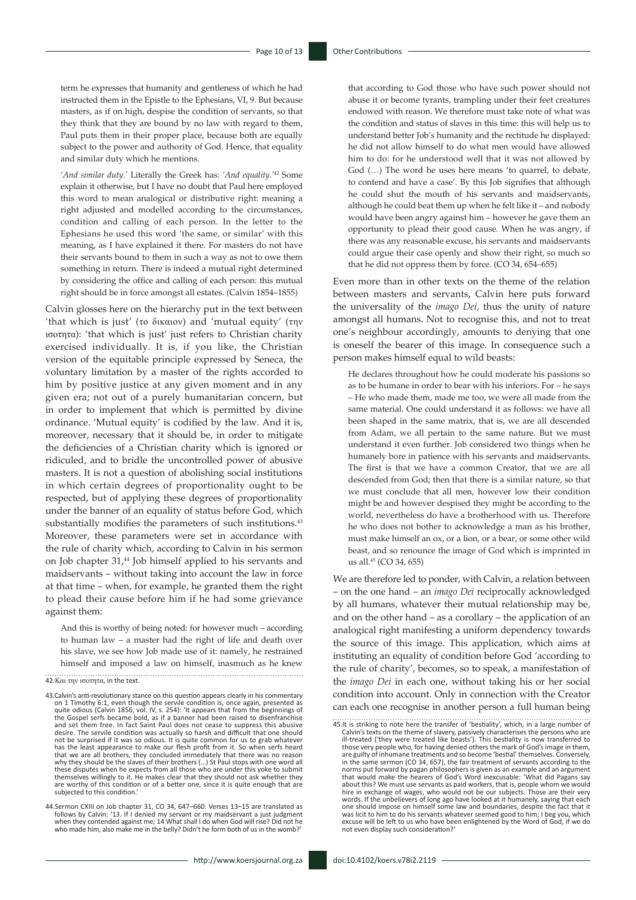term he expresses that humanity and gentleness of which he had instructed them in the Epistle to the Ephesians, VI, 9. But because masters, as if on high, despise the condition of servants, so that they think that they are bound by no law with regard to them, Paul puts them in their proper place, because both are equally subject to the power and authority of God. Hence, that equality and similar duty which he mentions.

'*And similar duty.*' Literally the Greek has: '*And equality.*'[42] Some explain it otherwise, but I have no doubt that Paul here employed this word to mean analogical or distributive right: meaning a right adjusted and modelled according to the circumstances, condition and calling of each person. In the letter to the Ephesians he used this word 'the same, or similar' with this meaning, as I have explained it there. For masters do not have their servants bound to them in such a way as not to owe them something in return. There is indeed a mutual right determined by considering the office and calling of each person: this mutual right should be in force amongst all estates. (Calvin 1854–1855)

Calvin glosses here on the hierarchy put in the text between 'that which is just' (το δικαιον) and 'mutual equity' (την ισοτητα): 'that which is just' just refers to Christian charity exercised individually. It is, if you like, the Christian version of the equitable principle expressed by Seneca, the voluntary limitation by a master of the rights accorded to him by positive justice at any given moment and in any given era; not out of a purely humanitarian concern, but in order to implement that which is permitted by divine ordinance. 'Mutual equity' is codified by the law. And it is, moreover, necessary that it should be, in order to mitigate the deficiencies of a Christian charity which is ignored or ridiculed, and to bridle the uncontrolled power of abusive masters. It is not a question of abolishing social institutions in which certain degrees of proportionality ought to be respected, but of applying these degrees of proportionality under the banner of an equality of status before God, which substantially modifies the parameters of such institutions.[43] Moreover, these parameters were set in accordance with the rule of charity which, according to Calvin in his sermon on Job chapter 31,[44] Job himself applied to his servants and maidservants – without taking into account the law in force at that time – when, for example, he granted them the right to plead their cause before him if he had some grievance against them:

And this is worthy of being noted: for however much – according to human law – a master had the right of life and death over his slave, we see how Job made use of it: namely, he restrained himself and imposed a law on himself, inasmuch as he knew that according to God those who have such power should not abuse it or become tyrants, trampling under their feet creatures endowed with reason. We therefore must take note of what was the condition and status of slaves in this time: this will help us to understand better Job's humanity and the rectitude he displayed: he did not allow himself to do what men would have allowed him to do: for he understood well that it was not allowed by God (…) The word he uses here means 'to quarrel, to debate, to contend and have a case'. By this Job signifies that although he could shut the mouth of his servants and maidservants, although he could beat them up when he felt like it – and nobody would have been angry against him – however he gave them an opportunity to plead their good cause. When he was angry, if there was any reasonable excuse, his servants and maidservants could argue their case openly and show their right, so much so that he did not oppress them by force. (CO 34, 654–655)

Even more than in other texts on the theme of the relation between masters and servants, Calvin here puts forward the universality of the *imago Dei*, thus the unity of nature amongst all humans. Not to recognise this, and not to treat one's neighbour accordingly, amounts to denying that one is oneself the bearer of this image. In consequence such a person makes himself equal to wild beasts:

He declares throughout how he could moderate his passions so as to be humane in order to bear with his inferiors. For – he says – He who made them, made me too, we were all made from the same material. One could understand it as follows: we have all been shaped in the same matrix, that is, we are all descended from Adam, we all pertain to the same nature. But we must understand it even further. Job considered two things when he humanely bore in patience with his servants and maidservants. The first is that we have a common Creator, that we are all descended from God; then that there is a similar nature, so that we must conclude that all men, however low their condition might be and however despised they might be according to the world, nevertheless do have a brotherhood with us. Therefore he who does not bother to acknowledge a man as his brother, must make himself an ox, or a lion, or a bear, or some other wild beast, and so renounce the image of God which is imprinted in us all.[45] (CO 34, 655)

We are therefore led to ponder, with Calvin, a relation between – on the one hand – an *imago Dei* reciprocally acknowledged by all humans, whatever their mutual relationship may be, and on the other hand – as a corollary – the application of an analogical right manifesting a uniform dependency towards the source of this image. This application, which aims at instituting an equality of condition before God 'according to the rule of charity', becomes, so to speak, a manifestation of the *imago Dei* in each one, without taking his or her social condition into account. Only in connection with the Creator can each one recognise in another person a full human being

42.Και την ισοτητα, in the text.

43.Calvin's anti-revolutionary stance on this question appears clearly in his commentary on 1 Timothy 6:1, even though the servile condition is, once again, presented as quite odious (Calvin 1856, vol. IV, s. 254): 'It appears that from the beginnings of the Gospel serfs became bold, as if a banner had been raised to disenfranchise and set them free. In fact Saint Paul does not cease to suppress this abusive desire. The servile condition was actually so harsh and difficult that one should not be surprised if it was so odious. It is quite common for us to grab whatever has the least appearance to make our flesh profit from it. So when serfs heard that we are all brothers, they concluded immediately that there was no reason why they should be the slaves of their brothers (…) St Paul stops with one word all these disputes when he expects from all those who are under this yoke to submit themselves willingly to it. He makes clear that they should not ask whether they are worthy of this condition or of a better one, since it is quite enough that are subjected to this condition.'

44.Sermon CXIII on Job chapter 31, CO 34, 647–660. Verses 13–15 are translated as follows by Calvin: '13. If I denied my servant or my maidservant a just judgment when they contended against me; 14 What shall I do when God will rise? Did not he who made him, also make me in the belly? Didn't he form both of us in the womb?'

45.It is striking to note here the transfer of 'bestiality', which, in a large number of Calvin's texts on the theme of slavery, passively characterises the persons who are ill-treated ('they were treated like beasts'). This bestiality is now transferred to those very people who, for having denied others the mark of God's image in them, are guilty of inhumane treatments and so become 'bestial' themselves. Conversely, in the same sermon (CO 34, 657), the fair treatment of servants according to the norms put forward by pagan philosophers is given as an example and an argument that would make the hearers of God's Word inexcusable: 'What did Pagans say about this? We must use servants as paid workers, that is, people whom we would hire in exchange of wages, who would not be our subjects. Those are their very words. If the unbelievers of long ago have looked at it humanely, saying that each one should impose on himself some law and boundaries, despite the fact that it was licit to him to do his servants whatever seemed good to him; I beg you, which excuse will be left to us who have been enlightened by the Word of God, if we do not even display such consideration?'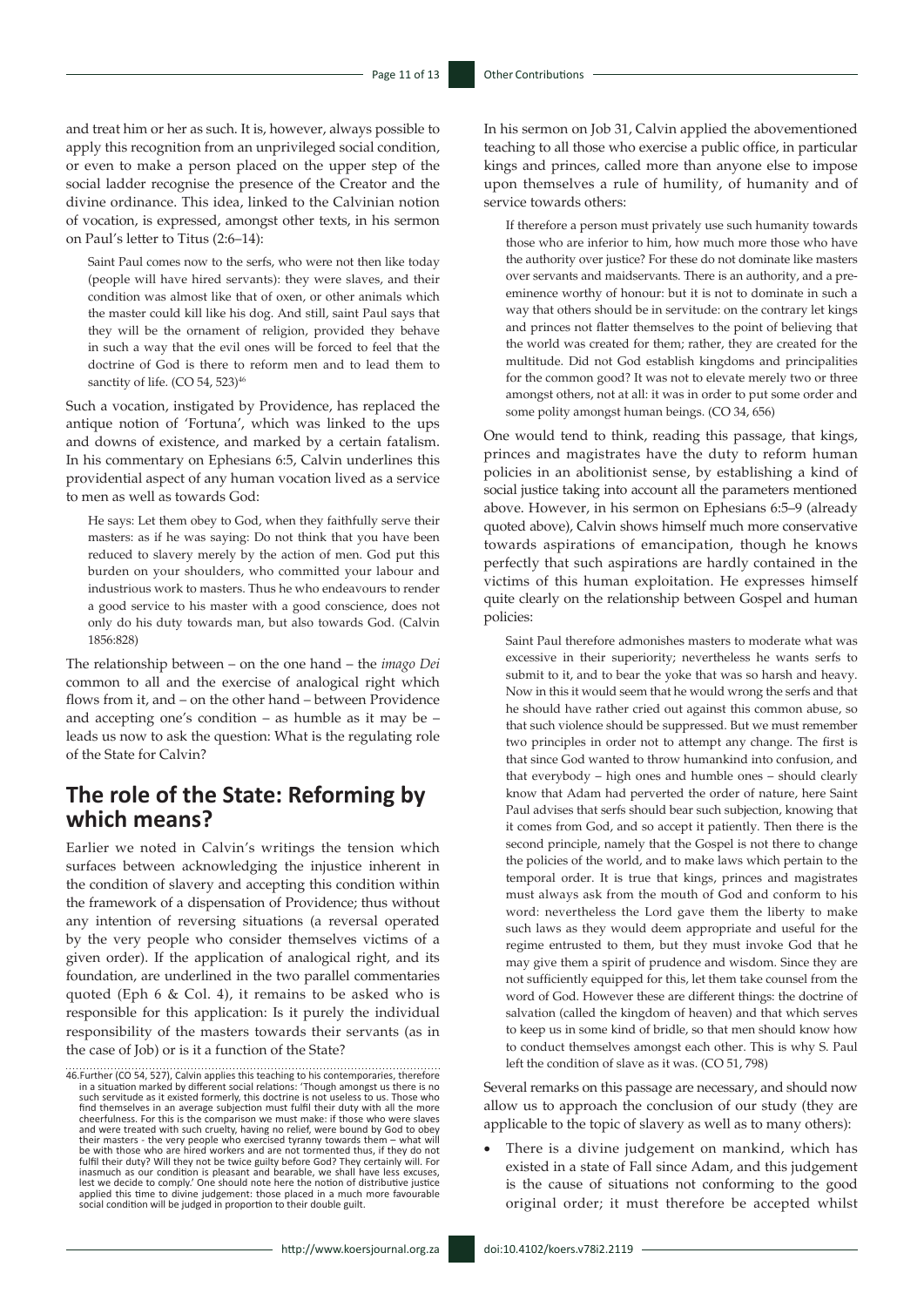and treat him or her as such. It is, however, always possible to apply this recognition from an unprivileged social condition, or even to make a person placed on the upper step of the social ladder recognise the presence of the Creator and the divine ordinance. This idea, linked to the Calvinian notion of vocation, is expressed, amongst other texts, in his sermon on Paul's letter to Titus (2:6–14):

> Saint Paul comes now to the serfs, who were not then like today (people will have hired servants): they were slaves, and their condition was almost like that of oxen, or other animals which the master could kill like his dog. And still, saint Paul says that they will be the ornament of religion, provided they behave in such a way that the evil ones will be forced to feel that the doctrine of God is there to reform men and to lead them to sanctity of life. (CO 54, 523)[46]

Such a vocation, instigated by Providence, has replaced the antique notion of 'Fortuna', which was linked to the ups and downs of existence, and marked by a certain fatalism. In his commentary on Ephesians 6:5, Calvin underlines this providential aspect of any human vocation lived as a service to men as well as towards God:

> He says: Let them obey to God, when they faithfully serve their masters: as if he was saying: Do not think that you have been reduced to slavery merely by the action of men. God put this burden on your shoulders, who committed your labour and industrious work to masters. Thus he who endeavours to render a good service to his master with a good conscience, does not only do his duty towards man, but also towards God. (Calvin 1856:828)

The relationship between – on the one hand – the *imago Dei* common to all and the exercise of analogical right which flows from it, and – on the other hand – between Providence and accepting one's condition – as humble as it may be – leads us now to ask the question: What is the regulating role of the State for Calvin?

## The role of the State: Reforming by which means?

Earlier we noted in Calvin's writings the tension which surfaces between acknowledging the injustice inherent in the condition of slavery and accepting this condition within the framework of a dispensation of Providence; thus without any intention of reversing situations (a reversal operated by the very people who consider themselves victims of a given order). If the application of analogical right, and its foundation, are underlined in the two parallel commentaries quoted (Eph 6 & Col. 4), it remains to be asked who is responsible for this application: Is it purely the individual responsibility of the masters towards their servants (as in the case of Job) or is it a function of the State?

In his sermon on Job 31, Calvin applied the abovementioned teaching to all those who exercise a public office, in particular kings and princes, called more than anyone else to impose upon themselves a rule of humility, of humanity and of service towards others:

> If therefore a person must privately use such humanity towards those who are inferior to him, how much more those who have the authority over justice? For these do not dominate like masters over servants and maidservants. There is an authority, and a pre-eminence worthy of honour: but it is not to dominate in such a way that others should be in servitude: on the contrary let kings and princes not flatter themselves to the point of believing that the world was created for them; rather, they are created for the multitude. Did not God establish kingdoms and principalities for the common good? It was not to elevate merely two or three amongst others, not at all: it was in order to put some order and some polity amongst human beings. (CO 34, 656)

One would tend to think, reading this passage, that kings, princes and magistrates have the duty to reform human policies in an abolitionist sense, by establishing a kind of social justice taking into account all the parameters mentioned above. However, in his sermon on Ephesians 6:5–9 (already quoted above), Calvin shows himself much more conservative towards aspirations of emancipation, though he knows perfectly that such aspirations are hardly contained in the victims of this human exploitation. He expresses himself quite clearly on the relationship between Gospel and human policies:

> Saint Paul therefore admonishes masters to moderate what was excessive in their superiority; nevertheless he wants serfs to submit to it, and to bear the yoke that was so harsh and heavy. Now in this it would seem that he would wrong the serfs and that he should have rather cried out against this common abuse, so that such violence should be suppressed. But we must remember two principles in order not to attempt any change. The first is that since God wanted to throw humankind into confusion, and that everybody – high ones and humble ones – should clearly know that Adam had perverted the order of nature, here Saint Paul advises that serfs should bear such subjection, knowing that it comes from God, and so accept it patiently. Then there is the second principle, namely that the Gospel is not there to change the policies of the world, and to make laws which pertain to the temporal order. It is true that kings, princes and magistrates must always ask from the mouth of God and conform to his word: nevertheless the Lord gave them the liberty to make such laws as they would deem appropriate and useful for the regime entrusted to them, but they must invoke God that he may give them a spirit of prudence and wisdom. Since they are not sufficiently equipped for this, let them take counsel from the word of God. However these are different things: the doctrine of salvation (called the kingdom of heaven) and that which serves to keep us in some kind of bridle, so that men should know how to conduct themselves amongst each other. This is why S. Paul left the condition of slave as it was. (CO 51, 798)

Several remarks on this passage are necessary, and should now allow us to approach the conclusion of our study (they are applicable to the topic of slavery as well as to many others):

- There is a divine judgement on mankind, which has existed in a state of Fall since Adam, and this judgement is the cause of situations not conforming to the good original order; it must therefore be accepted whilst

46. Further (CO 54, 527), Calvin applies this teaching to his contemporaries, therefore in a situation marked by different social relations: 'Though amongst us there is no such servitude as it existed formerly, this doctrine is not useless to us. Those who find themselves in an average subjection must fulfil their duty with all the more cheerfulness. For this is the comparison we must make: if those who were slaves and were treated with such cruelty, having no relief, were bound by God to obey their masters - the very people who exercised tyranny towards them – what will be with those who are hired workers and are not tormented thus, if they do not fulfil their duty? Will they not be twice guilty before God? They certainly will. For inasmuch as our condition is pleasant and bearable, we shall have less excuses, lest we decide to comply.' One should note here the notion of distributive justice applied this time to divine judgement: those placed in a much more favourable social condition will be judged in proportion to their double guilt.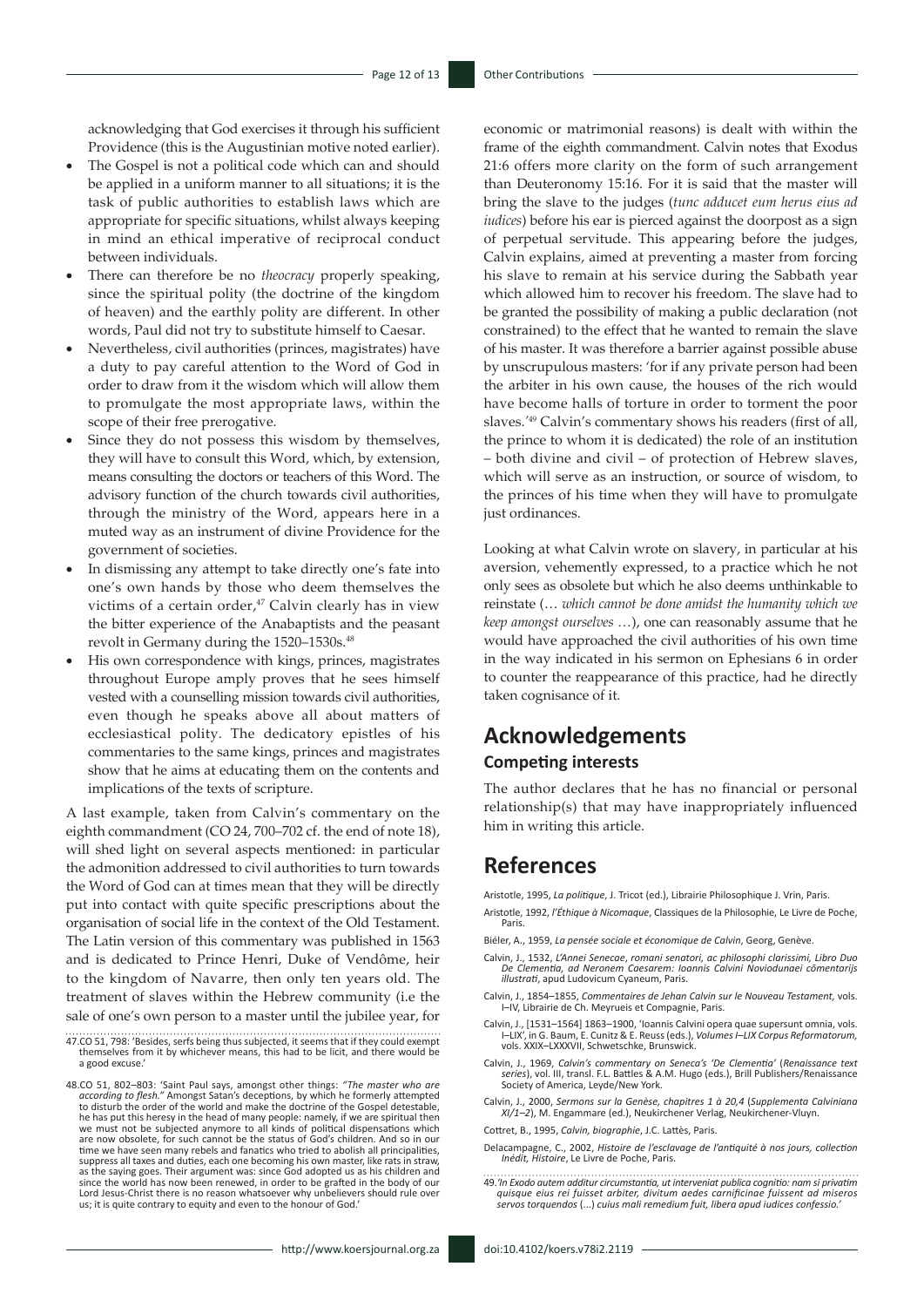acknowledging that God exercises it through his sufficient Providence (this is the Augustinian motive noted earlier).

- The Gospel is not a political code which can and should be applied in a uniform manner to all situations; it is the task of public authorities to establish laws which are appropriate for specific situations, whilst always keeping in mind an ethical imperative of reciprocal conduct between individuals.
- There can therefore be no *theocracy* properly speaking, since the spiritual polity (the doctrine of the kingdom of heaven) and the earthly polity are different. In other words, Paul did not try to substitute himself to Caesar.
- Nevertheless, civil authorities (princes, magistrates) have a duty to pay careful attention to the Word of God in order to draw from it the wisdom which will allow them to promulgate the most appropriate laws, within the scope of their free prerogative.
- Since they do not possess this wisdom by themselves, they will have to consult this Word, which, by extension, means consulting the doctors or teachers of this Word. The advisory function of the church towards civil authorities, through the ministry of the Word, appears here in a muted way as an instrument of divine Providence for the government of societies.
- In dismissing any attempt to take directly one's fate into one's own hands by those who deem themselves the victims of a certain order,[47] Calvin clearly has in view the bitter experience of the Anabaptists and the peasant revolt in Germany during the 1520–1530s.[48]
- His own correspondence with kings, princes, magistrates throughout Europe amply proves that he sees himself vested with a counselling mission towards civil authorities, even though he speaks above all about matters of ecclesiastical polity. The dedicatory epistles of his commentaries to the same kings, princes and magistrates show that he aims at educating them on the contents and implications of the texts of scripture.

A last example, taken from Calvin's commentary on the eighth commandment (CO 24, 700–702 cf. the end of note 18), will shed light on several aspects mentioned: in particular the admonition addressed to civil authorities to turn towards the Word of God can at times mean that they will be directly put into contact with quite specific prescriptions about the organisation of social life in the context of the Old Testament. The Latin version of this commentary was published in 1563 and is dedicated to Prince Henri, Duke of Vendôme, heir to the kingdom of Navarre, then only ten years old. The treatment of slaves within the Hebrew community (i.e the sale of one's own person to a master until the jubilee year, for economic or matrimonial reasons) is dealt with within the frame of the eighth commandment. Calvin notes that Exodus 21:6 offers more clarity on the form of such arrangement than Deuteronomy 15:16. For it is said that the master will bring the slave to the judges (*tunc adducet eum herus eius ad iudices*) before his ear is pierced against the doorpost as a sign of perpetual servitude. This appearing before the judges, Calvin explains, aimed at preventing a master from forcing his slave to remain at his service during the Sabbath year which allowed him to recover his freedom. The slave had to be granted the possibility of making a public declaration (not constrained) to the effect that he wanted to remain the slave of his master. It was therefore a barrier against possible abuse by unscrupulous masters: 'for if any private person had been the arbiter in his own cause, the houses of the rich would have become halls of torture in order to torment the poor slaves.'[49] Calvin's commentary shows his readers (first of all, the prince to whom it is dedicated) the role of an institution – both divine and civil – of protection of Hebrew slaves, which will serve as an instruction, or source of wisdom, to the princes of his time when they will have to promulgate just ordinances.

Looking at what Calvin wrote on slavery, in particular at his aversion, vehemently expressed, to a practice which he not only sees as obsolete but which he also deems unthinkable to reinstate (… *which cannot be done amidst the humanity which we keep amongst ourselves …*), one can reasonably assume that he would have approached the civil authorities of his own time in the way indicated in his sermon on Ephesians 6 in order to counter the reappearance of this practice, had he directly taken cognisance of it.

# Acknowledgements

## Competing interests

The author declares that he has no financial or personal relationship(s) that may have inappropriately influenced him in writing this article.

# References

Aristotle, 1995, *La politique*, J. Tricot (ed.), Librairie Philosophique J. Vrin, Paris.

Aristotle, 1992, *l'Éthique à Nicomaque*, Classiques de la Philosophie, Le Livre de Poche, Paris.

Biéler, A., 1959, *La pensée sociale et économique de Calvin*, Georg, Genève.

Calvin, J., 1532, *L'Annei Senecae, romani senatori, ac philosophi clarissimi, Libro Duo De Clementia, ad Neronem Caesarem: Ioannis Calvini Noviodunaei cômentarijs illustrati*, apud Ludovicum Cyaneum, Paris.

Calvin, J., 1854–1855, *Commentaires de Jehan Calvin sur le Nouveau Testament,* vols. I–IV, Librairie de Ch. Meyrueis et Compagnie, Paris.

Calvin, J., [1531–1564] 1863–1900, 'Ioannis Calvini opera quae supersunt omnia, vols. I–LIX', in G. Baum, E. Cunitz & E. Reuss (eds.), *Volumes I–LIX Corpus Reformatorum,* vols. XXIX–LXXXVII, Schwetschke, Brunswick.

Calvin, J., 1969, *Calvin's commentary on Seneca's 'De Clementia'* (*Renaissance text series*), vol. III, transl. F.L. Battles & A.M. Hugo (eds.), Brill Publishers/Renaissance Society of America, Leyde/New York.

Calvin, J., 2000, *Sermons sur la Genèse, chapitres 1 à 20,4* (*Supplementa Calviniana XI/1–2*), M. Engammare (ed.), Neukirchener Verlag, Neukirchener-Vluyn.

Cottret, B., 1995, *Calvin, biographie*, J.C. Lattès, Paris.

Delacampagne, C., 2002, *Histoire de l'esclavage de l'antiquité à nos jours, collection Inédit, Histoire*, Le Livre de Poche, Paris.

47. CO 51, 798: 'Besides, serfs being thus subjected, it seems that if they could exempt themselves from it by whichever means, this had to be licit, and there would be a good excuse.'

48. CO 51, 802–803: 'Saint Paul says, amongst other things: *"The master who are according to flesh."* Amongst Satan's deceptions, by which he formerly attempted to disturb the order of the world and make the doctrine of the Gospel detestable, he has put this heresy in the head of many people: namely, if we are spiritual then we must not be subjected anymore to all kinds of political dispensations which are now obsolete, for such cannot be the status of God's children. And so in our time we have seen many rebels and fanatics who tried to abolish all principalities, suppress all taxes and duties, each one becoming his own master, like rats in straw, as the saying goes. Their argument was: since God adopted us as his children and since the world has now been renewed, in order to be grafted in the body of our Lord Jesus-Christ there is no reason whatsoever why unbelievers should rule over us; it is quite contrary to equity and even to the honour of God.'

49. *'In Exodo autem additur circumstantia, ut interveniat publica cognitio: nam si privatim quisque eius rei fuisset arbiter, divitum aedes carnificinae fuissent ad miseros servos torquendos* (...) *cuius mali remedium fuit, libera apud iudices confessio.'*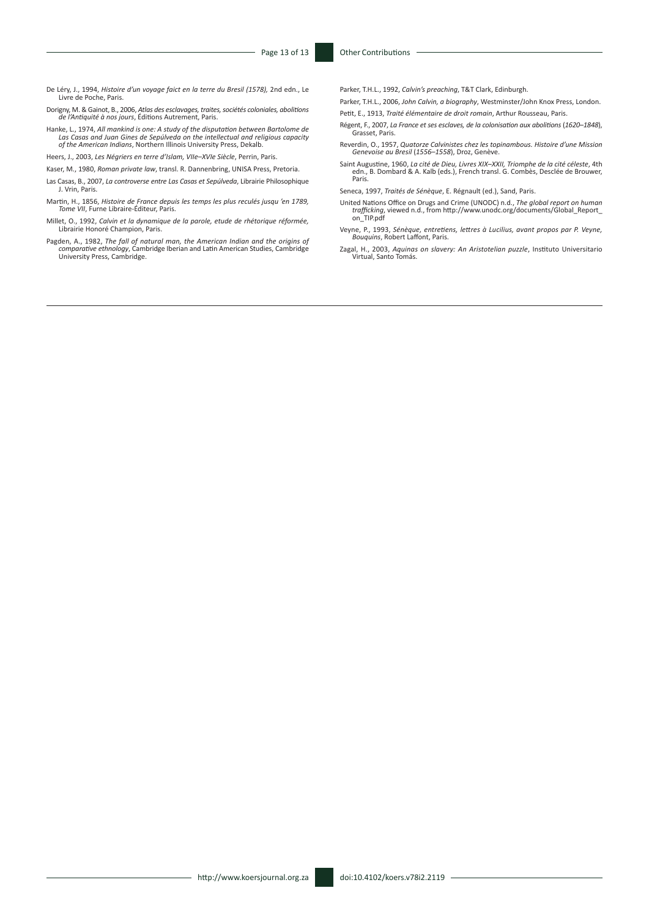De Léry, J., 1994, *Histoire d'un voyage faict en la terre du Bresil (1578),* 2nd edn., Le Livre de Poche, Paris.

Dorigny, M. & Gainot, B., 2006, *Atlas des esclavages, traites, sociétés coloniales, abolitions de l'Antiquité à nos jours*, Éditions Autrement, Paris.

Hanke, L., 1974, *All mankind is one: A study of the disputation between Bartolome de Las Casas and Juan Gines de Sepúlveda on the intellectual and religious capacity of the American Indians*, Northern Illinois University Press, Dekalb.

Heers, J., 2003, *Les Négriers en terre d'Islam, VIIe–XVIe Siècle*, Perrin, Paris.

Kaser, M., 1980, *Roman private law*, transl. R. Dannenbring, UNISA Press, Pretoria.

Las Casas, B., 2007, *La controverse entre Las Casas et Sepúlveda*, Librairie Philosophique J. Vrin, Paris.

Martin, H., 1856, *Histoire de France depuis les temps les plus reculés jusqu 'en 1789, Tome VII*, Furne Libraire-Éditeur, Paris.

Millet, O., 1992, *Calvin et la dynamique de la parole, etude de rhétorique réformée,* Librairie Honoré Champion, Paris.

Pagden, A., 1982, *The fall of natural man, the American Indian and the origins of comparative ethnology*, Cambridge Iberian and Latin American Studies, Cambridge University Press, Cambridge.

Parker, T.H.L., 1992, *Calvin's preaching*, T&T Clark, Edinburgh.

Parker, T.H.L., 2006, *John Calvin, a biography*, Westminster/John Knox Press, London.

Petit, E., 1913, *Traité élémentaire de droit romain*, Arthur Rousseau, Paris.

Régent, F., 2007, *La France et ses esclaves, de la colonisation aux abolitions* (*1620–1848*), Grasset, Paris.

Reverdin, O., 1957, *Quatorze Calvinistes chez les topinambous. Histoire d'une Mission Genevoise au Bresil* (*1556–1558*), Droz, Genève.

Saint Augustine, 1960, *La cité de Dieu, Livres XIX–XXII, Triomphe de la cité céleste*, 4th edn., B. Dombard & A. Kalb (eds.), French transl. G. Combès, Desclée de Brouwer, Paris.

Seneca, 1997, *Traités de Sénèque*, E. Régnault (ed.), Sand, Paris.

United Nations Office on Drugs and Crime (UNODC) n.d., *The global report on human trafficking*, viewed n.d., from http://www.unodc.org/documents/Global_Report_on_TIP.pdf

Veyne, P., 1993, *Sénèque, entretiens, lettres à Lucilius, avant propos par P. Veyne, Bouquins*, Robert Laffont, Paris.

Zagal, H., 2003, *Aquinas on slavery: An Aristotelian puzzle*, Instituto Universitario Virtual, Santo Tomás.